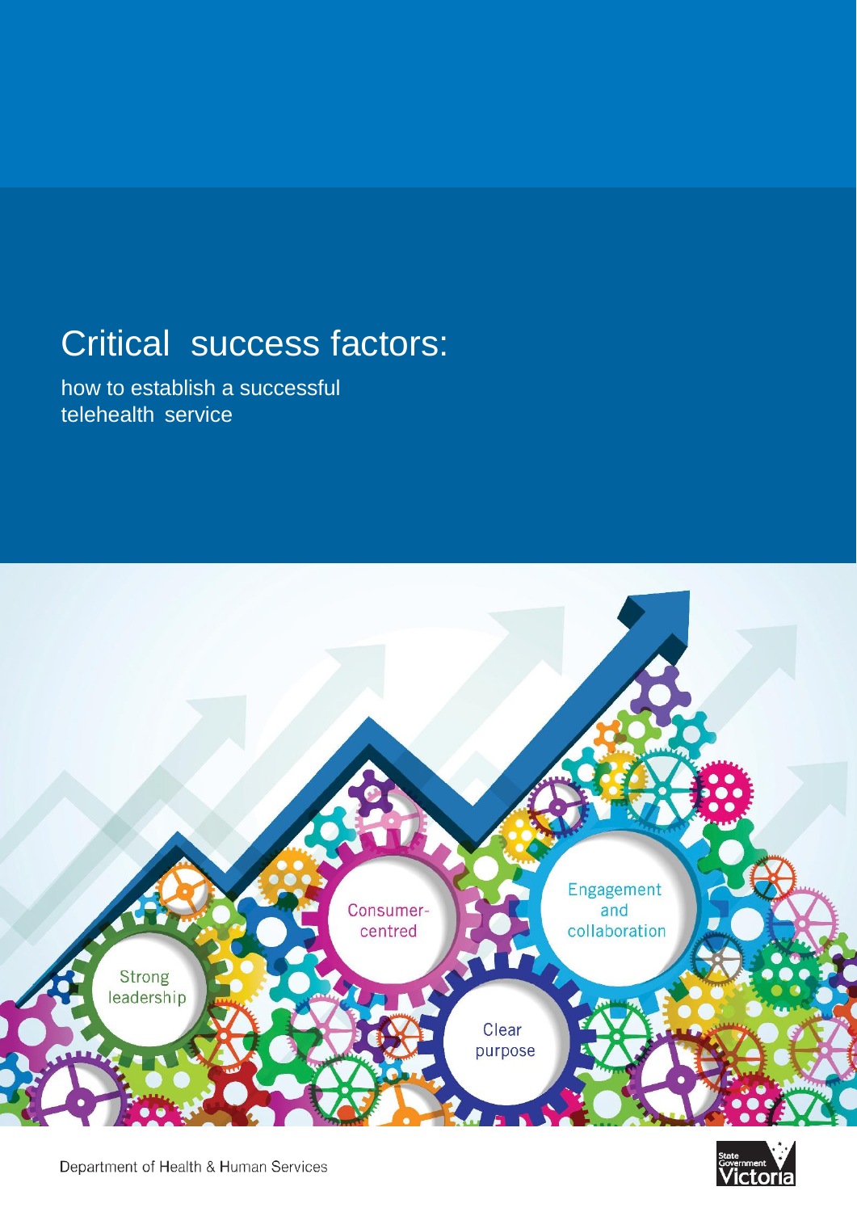# Critical success factors:

how to establish a successful telehealth service

Strong leadership

Consumer-centred

Clear purpose

Engagement and collaboration

Department of Health & Human Services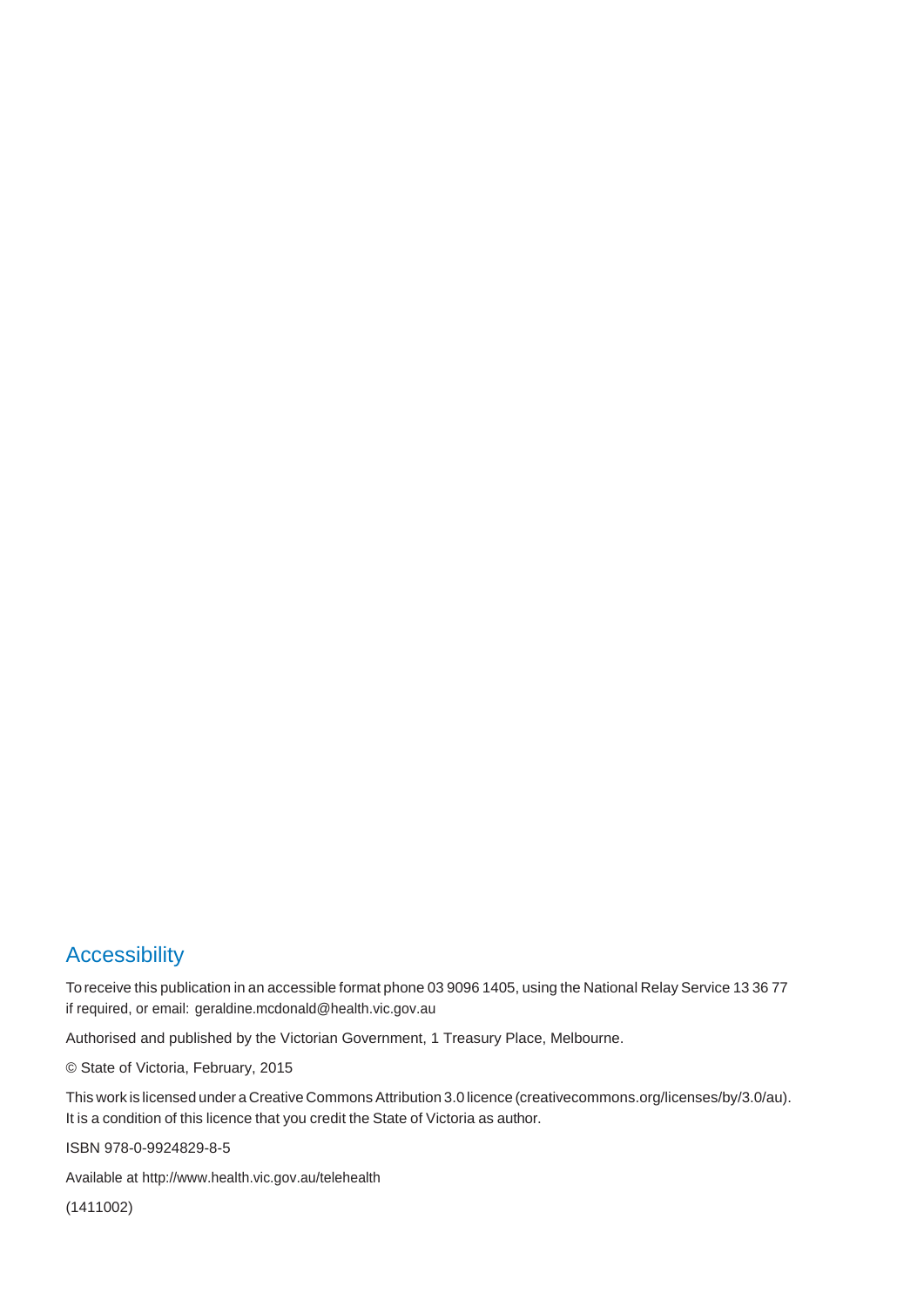## Accessibility

To receive this publication in an accessible format phone 03 9096 1405, using the National Relay Service 13 36 77 if required, or email: geraldine.mcdonald@health.vic.gov.au

Authorised and published by the Victorian Government, 1 Treasury Place, Melbourne.

© State of Victoria, February, 2015

This work is licensed under a Creative Commons Attribution 3.0 licence (creativecommons.org/licenses/by/3.0/au). It is a condition of this licence that you credit the State of Victoria as author.

ISBN 978-0-9924829-8-5

Available at http://www.health.vic.gov.au/telehealth

(1411002)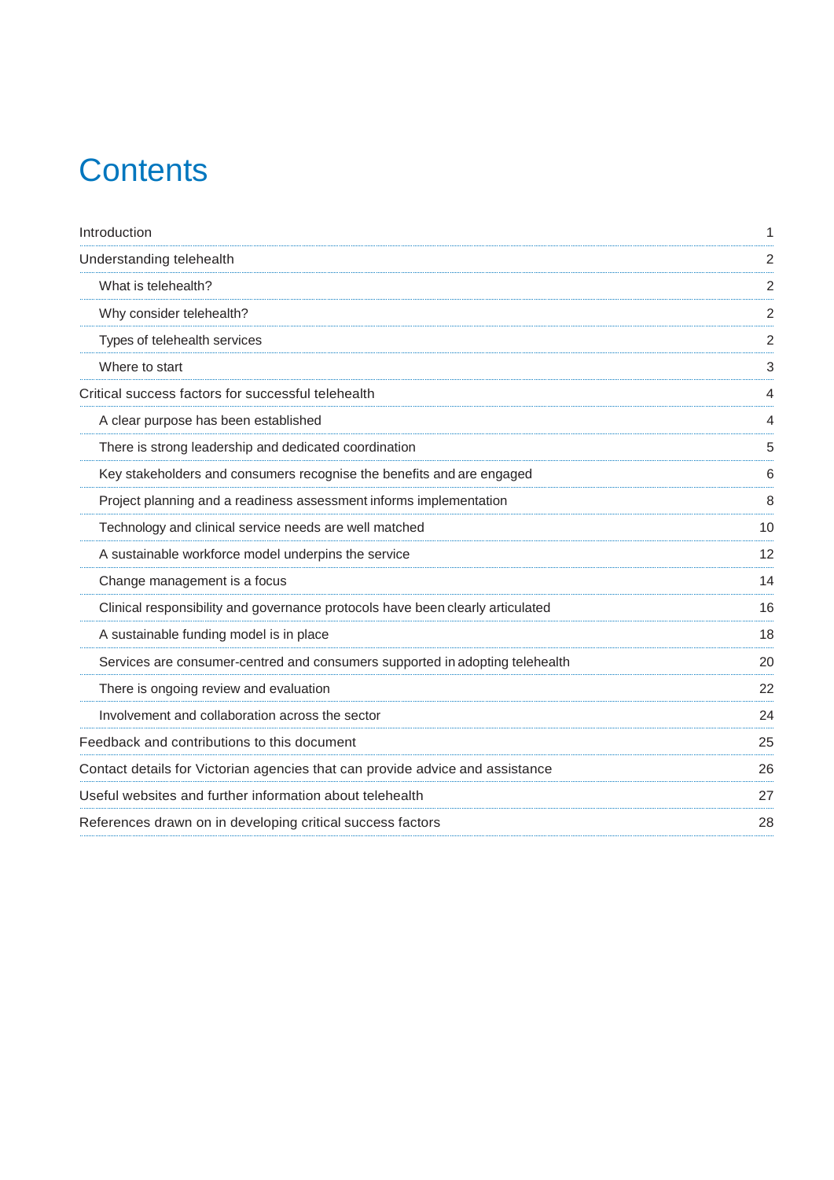# Contents

- Introduction 1
- Understanding telehealth 2
  - What is telehealth? 2
  - Why consider telehealth? 2
  - Types of telehealth services 2
  - Where to start 3
- Critical success factors for successful telehealth 4
  - A clear purpose has been established 4
  - There is strong leadership and dedicated coordination 5
  - Key stakeholders and consumers recognise the benefits and are engaged 6
  - Project planning and a readiness assessment informs implementation 8
  - Technology and clinical service needs are well matched 10
  - A sustainable workforce model underpins the service 12
  - Change management is a focus 14
  - Clinical responsibility and governance protocols have been clearly articulated 16
  - A sustainable funding model is in place 18
  - Services are consumer-centred and consumers supported in adopting telehealth 20
  - There is ongoing review and evaluation 22
  - Involvement and collaboration across the sector 24
- Feedback and contributions to this document 25
- Contact details for Victorian agencies that can provide advice and assistance 26
- Useful websites and further information about telehealth 27
- References drawn on in developing critical success factors 28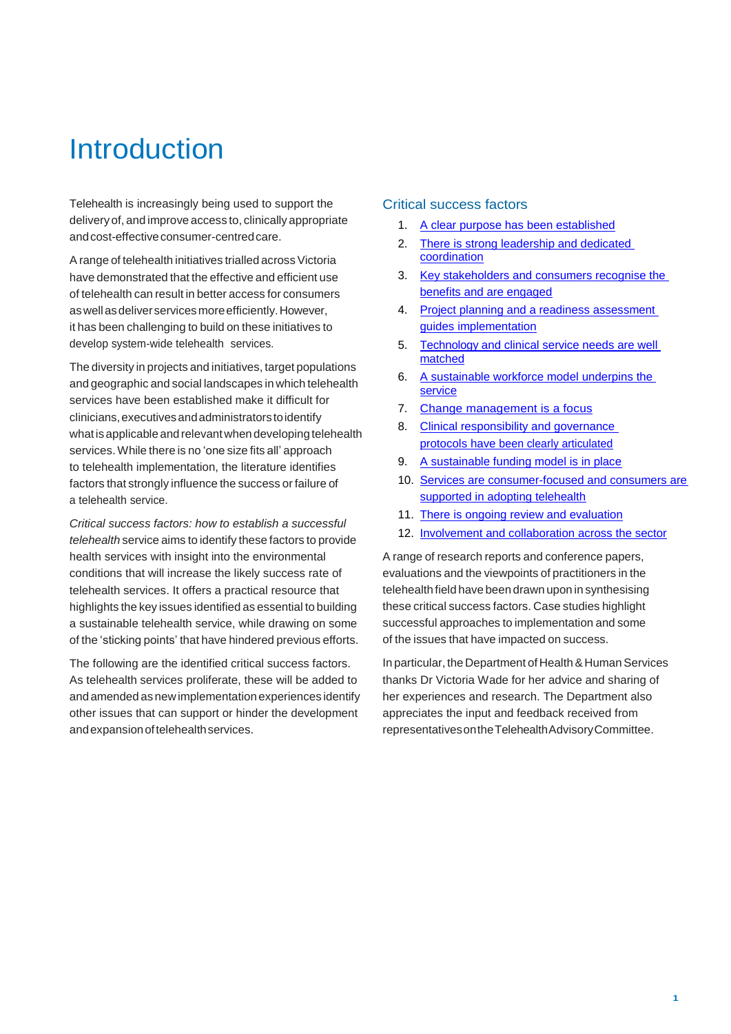# Introduction

Telehealth is increasingly being used to support the delivery of, and improve access to, clinically appropriate and cost-effective consumer-centred care.

A range of telehealth initiatives trialled across Victoria have demonstrated that the effective and efficient use of telehealth can result in better access for consumers as well as deliver services more efficiently. However, it has been challenging to build on these initiatives to develop system-wide telehealth services.

The diversity in projects and initiatives, target populations and geographic and social landscapes in which telehealth services have been established make it difficult for clinicians, executives and administrators to identify what is applicable and relevant when developing telehealth services. While there is no 'one size fits all' approach to telehealth implementation, the literature identifies factors that strongly influence the success or failure of a telehealth service.

*Critical success factors: how to establish a successful telehealth* service aims to identify these factors to provide health services with insight into the environmental conditions that will increase the likely success rate of telehealth services. It offers a practical resource that highlights the key issues identified as essential to building a sustainable telehealth service, while drawing on some of the 'sticking points' that have hindered previous efforts.

The following are the identified critical success factors. As telehealth services proliferate, these will be added to and amended as new implementation experiences identify other issues that can support or hinder the development and expansion of telehealth services.

## Critical success factors

1. A clear purpose has been established
2. There is strong leadership and dedicated coordination
3. Key stakeholders and consumers recognise the benefits and are engaged
4. Project planning and a readiness assessment guides implementation
5. Technology and clinical service needs are well matched
6. A sustainable workforce model underpins the service
7. Change management is a focus
8. Clinical responsibility and governance protocols have been clearly articulated
9. A sustainable funding model is in place
10. Services are consumer-focused and consumers are supported in adopting telehealth
11. There is ongoing review and evaluation
12. Involvement and collaboration across the sector

A range of research reports and conference papers, evaluations and the viewpoints of practitioners in the telehealth field have been drawn upon in synthesising these critical success factors. Case studies highlight successful approaches to implementation and some of the issues that have impacted on success.

In particular, the Department of Health & Human Services thanks Dr Victoria Wade for her advice and sharing of her experiences and research. The Department also appreciates the input and feedback received from representatives on the Telehealth Advisory Committee.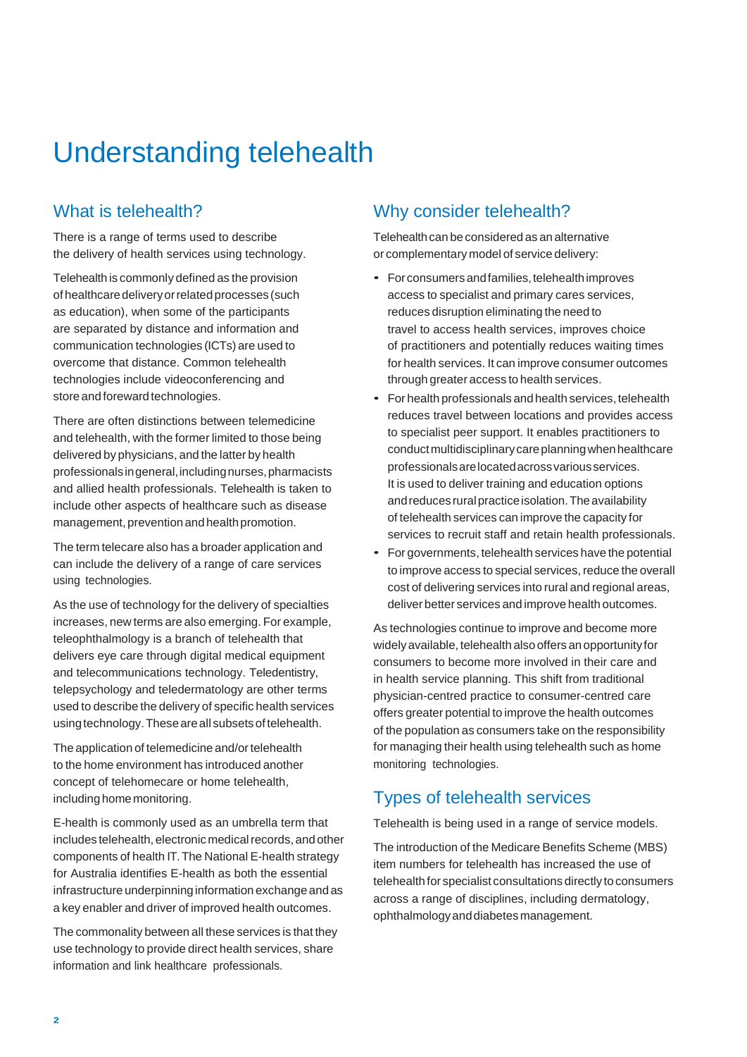# Understanding telehealth

## What is telehealth?

There is a range of terms used to describe the delivery of health services using technology.

Telehealth is commonly defined as the provision of healthcare delivery or related processes (such as education), when some of the participants are separated by distance and information and communication technologies (ICTs) are used to overcome that distance. Common telehealth technologies include videoconferencing and store and foreward technologies.

There are often distinctions between telemedicine and telehealth, with the former limited to those being delivered by physicians, and the latter by health professionals in general, including nurses, pharmacists and allied health professionals. Telehealth is taken to include other aspects of healthcare such as disease management, prevention and health promotion.

The term telecare also has a broader application and can include the delivery of a range of care services using technologies.

As the use of technology for the delivery of specialties increases, new terms are also emerging. For example, teleophthalmology is a branch of telehealth that delivers eye care through digital medical equipment and telecommunications technology. Teledentistry, telepsychology and teledermatology are other terms used to describe the delivery of specific health services using technology. These are all subsets of telehealth.

The application of telemedicine and/or telehealth to the home environment has introduced another concept of telehomecare or home telehealth, including home monitoring.

E-health is commonly used as an umbrella term that includes telehealth, electronic medical records, and other components of health IT. The National E-health strategy for Australia identifies E-health as both the essential infrastructure underpinning information exchange and as a key enabler and driver of improved health outcomes.

The commonality between all these services is that they use technology to provide direct health services, share information and link healthcare professionals.

## Why consider telehealth?

Telehealth can be considered as an alternative or complementary model of service delivery:

- For consumers and families, telehealth improves access to specialist and primary cares services, reduces disruption eliminating the need to travel to access health services, improves choice of practitioners and potentially reduces waiting times for health services. It can improve consumer outcomes through greater access to health services.
- For health professionals and health services, telehealth reduces travel between locations and provides access to specialist peer support. It enables practitioners to conduct multidisciplinary care planning when healthcare professionals are located across various services. It is used to deliver training and education options and reduces rural practice isolation. The availability of telehealth services can improve the capacity for services to recruit staff and retain health professionals.
- For governments, telehealth services have the potential to improve access to special services, reduce the overall cost of delivering services into rural and regional areas, deliver better services and improve health outcomes.

As technologies continue to improve and become more widely available, telehealth also offers an opportunity for consumers to become more involved in their care and in health service planning. This shift from traditional physician-centred practice to consumer-centred care offers greater potential to improve the health outcomes of the population as consumers take on the responsibility for managing their health using telehealth such as home monitoring technologies.

## Types of telehealth services

Telehealth is being used in a range of service models.

The introduction of the Medicare Benefits Scheme (MBS) item numbers for telehealth has increased the use of telehealth for specialist consultations directly to consumers across a range of disciplines, including dermatology, ophthalmology and diabetes management.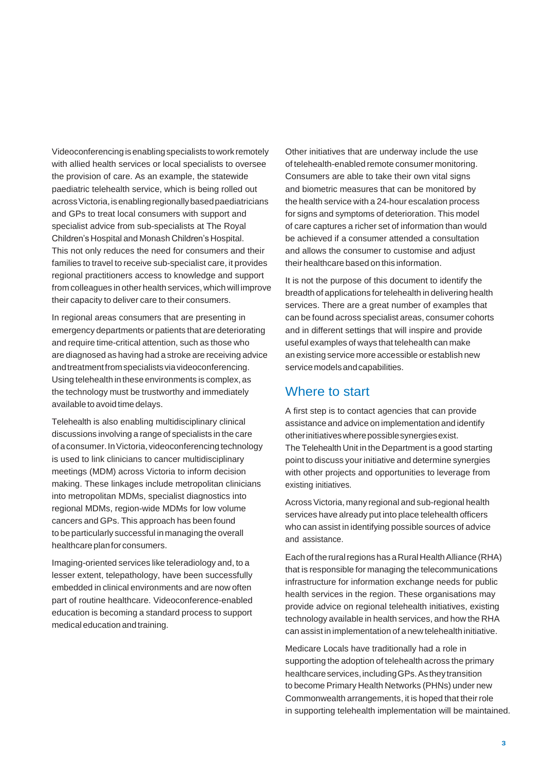Videoconferencing is enabling specialists to work remotely with allied health services or local specialists to oversee the provision of care. As an example, the statewide paediatric telehealth service, which is being rolled out across Victoria, is enabling regionally based paediatricians and GPs to treat local consumers with support and specialist advice from sub-specialists at The Royal Children's Hospital and Monash Children's Hospital. This not only reduces the need for consumers and their families to travel to receive sub-specialist care, it provides regional practitioners access to knowledge and support from colleagues in other health services, which will improve their capacity to deliver care to their consumers.

In regional areas consumers that are presenting in emergency departments or patients that are deteriorating and require time-critical attention, such as those who are diagnosed as having had a stroke are receiving advice and treatment from specialists via videoconferencing. Using telehealth in these environments is complex, as the technology must be trustworthy and immediately available to avoid time delays.

Telehealth is also enabling multidisciplinary clinical discussions involving a range of specialists in the care of a consumer. In Victoria, videoconferencing technology is used to link clinicians to cancer multidisciplinary meetings (MDM) across Victoria to inform decision making. These linkages include metropolitan clinicians into metropolitan MDMs, specialist diagnostics into regional MDMs, region-wide MDMs for low volume cancers and GPs. This approach has been found to be particularly successful in managing the overall healthcare plan for consumers.

Imaging-oriented services like teleradiology and, to a lesser extent, telepathology, have been successfully embedded in clinical environments and are now often part of routine healthcare. Videoconference-enabled education is becoming a standard process to support medical education and training.

Other initiatives that are underway include the use of telehealth-enabled remote consumer monitoring. Consumers are able to take their own vital signs and biometric measures that can be monitored by the health service with a 24-hour escalation process for signs and symptoms of deterioration. This model of care captures a richer set of information than would be achieved if a consumer attended a consultation and allows the consumer to customise and adjust their healthcare based on this information.

It is not the purpose of this document to identify the breadth of applications for telehealth in delivering health services. There are a great number of examples that can be found across specialist areas, consumer cohorts and in different settings that will inspire and provide useful examples of ways that telehealth can make an existing service more accessible or establish new service models and capabilities.

## Where to start

A first step is to contact agencies that can provide assistance and advice on implementation and identify other initiatives where possible synergies exist. The Telehealth Unit in the Department is a good starting point to discuss your initiative and determine synergies with other projects and opportunities to leverage from existing initiatives.

Across Victoria, many regional and sub-regional health services have already put into place telehealth officers who can assist in identifying possible sources of advice and assistance.

Each of the rural regions has a Rural Health Alliance (RHA) that is responsible for managing the telecommunications infrastructure for information exchange needs for public health services in the region. These organisations may provide advice on regional telehealth initiatives, existing technology available in health services, and how the RHA can assist in implementation of a new telehealth initiative.

Medicare Locals have traditionally had a role in supporting the adoption of telehealth across the primary healthcare services, including GPs. As they transition to become Primary Health Networks (PHNs) under new Commonwealth arrangements, it is hoped that their role in supporting telehealth implementation will be maintained.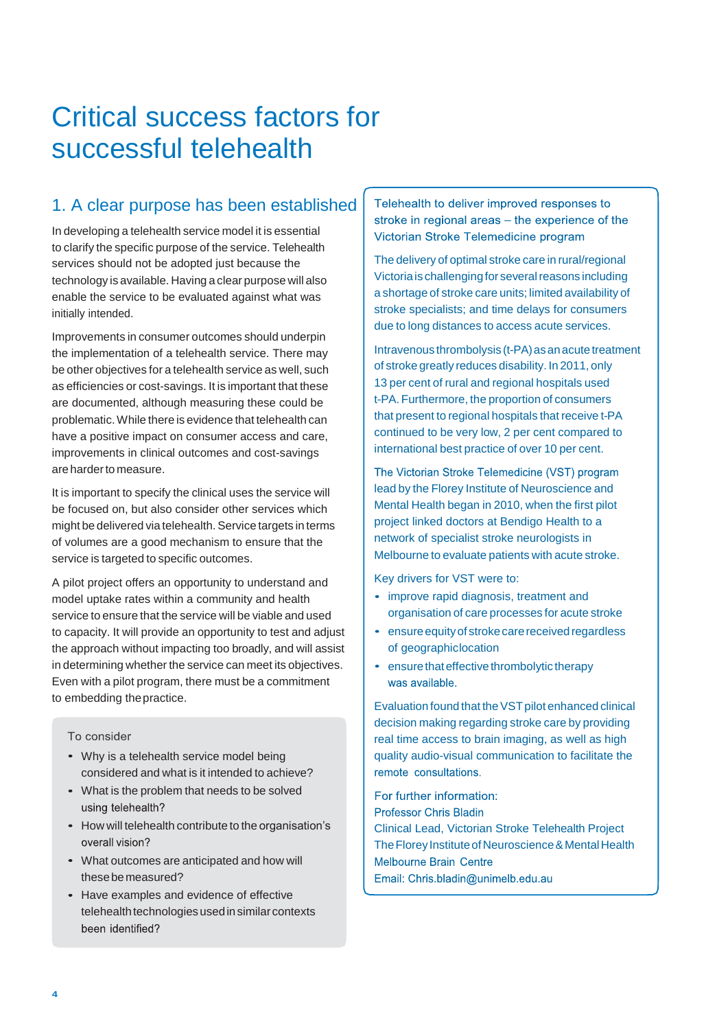# Critical success factors for successful telehealth

## 1. A clear purpose has been established

In developing a telehealth service model it is essential to clarify the specific purpose of the service. Telehealth services should not be adopted just because the technology is available. Having a clear purpose will also enable the service to be evaluated against what was initially intended.

Improvements in consumer outcomes should underpin the implementation of a telehealth service. There may be other objectives for a telehealth service as well, such as efficiencies or cost-savings. It is important that these are documented, although measuring these could be problematic. While there is evidence that telehealth can have a positive impact on consumer access and care, improvements in clinical outcomes and cost-savings are harder to measure.

It is important to specify the clinical uses the service will be focused on, but also consider other services which might be delivered via telehealth. Service targets in terms of volumes are a good mechanism to ensure that the service is targeted to specific outcomes.

A pilot project offers an opportunity to understand and model uptake rates within a community and health service to ensure that the service will be viable and used to capacity. It will provide an opportunity to test and adjust the approach without impacting too broadly, and will assist in determining whether the service can meet its objectives. Even with a pilot program, there must be a commitment to embedding the practice.

**To consider**

- Why is a telehealth service model being considered and what is it intended to achieve?
- What is the problem that needs to be solved using telehealth?
- How will telehealth contribute to the organisation's overall vision?
- What outcomes are anticipated and how will these be measured?
- Have examples and evidence of effective telehealth technologies used in similar contexts been identified?

**Telehealth to deliver improved responses to stroke in regional areas – the experience of the Victorian Stroke Telemedicine program**

The delivery of optimal stroke care in rural/regional Victoria is challenging for several reasons including a shortage of stroke care units; limited availability of stroke specialists; and time delays for consumers due to long distances to access acute services.

Intravenous thrombolysis (t-PA) as an acute treatment of stroke greatly reduces disability. In 2011, only 13 per cent of rural and regional hospitals used t-PA. Furthermore, the proportion of consumers that present to regional hospitals that receive t-PA continued to be very low, 2 per cent compared to international best practice of over 10 per cent.

The Victorian Stroke Telemedicine (VST) program lead by the Florey Institute of Neuroscience and Mental Health began in 2010, when the first pilot project linked doctors at Bendigo Health to a network of specialist stroke neurologists in Melbourne to evaluate patients with acute stroke.

Key drivers for VST were to:

- improve rapid diagnosis, treatment and organisation of care processes for acute stroke
- ensure equity of stroke care received regardless of geographic location
- ensure that effective thrombolytic therapy was available.

Evaluation found that the VST pilot enhanced clinical decision making regarding stroke care by providing real time access to brain imaging, as well as high quality audio-visual communication to facilitate the remote consultations.

For further information:
Professor Chris Bladin
Clinical Lead, Victorian Stroke Telehealth Project
The Florey Institute of Neuroscience & Mental Health
Melbourne Brain Centre
Email: Chris.bladin@unimelb.edu.au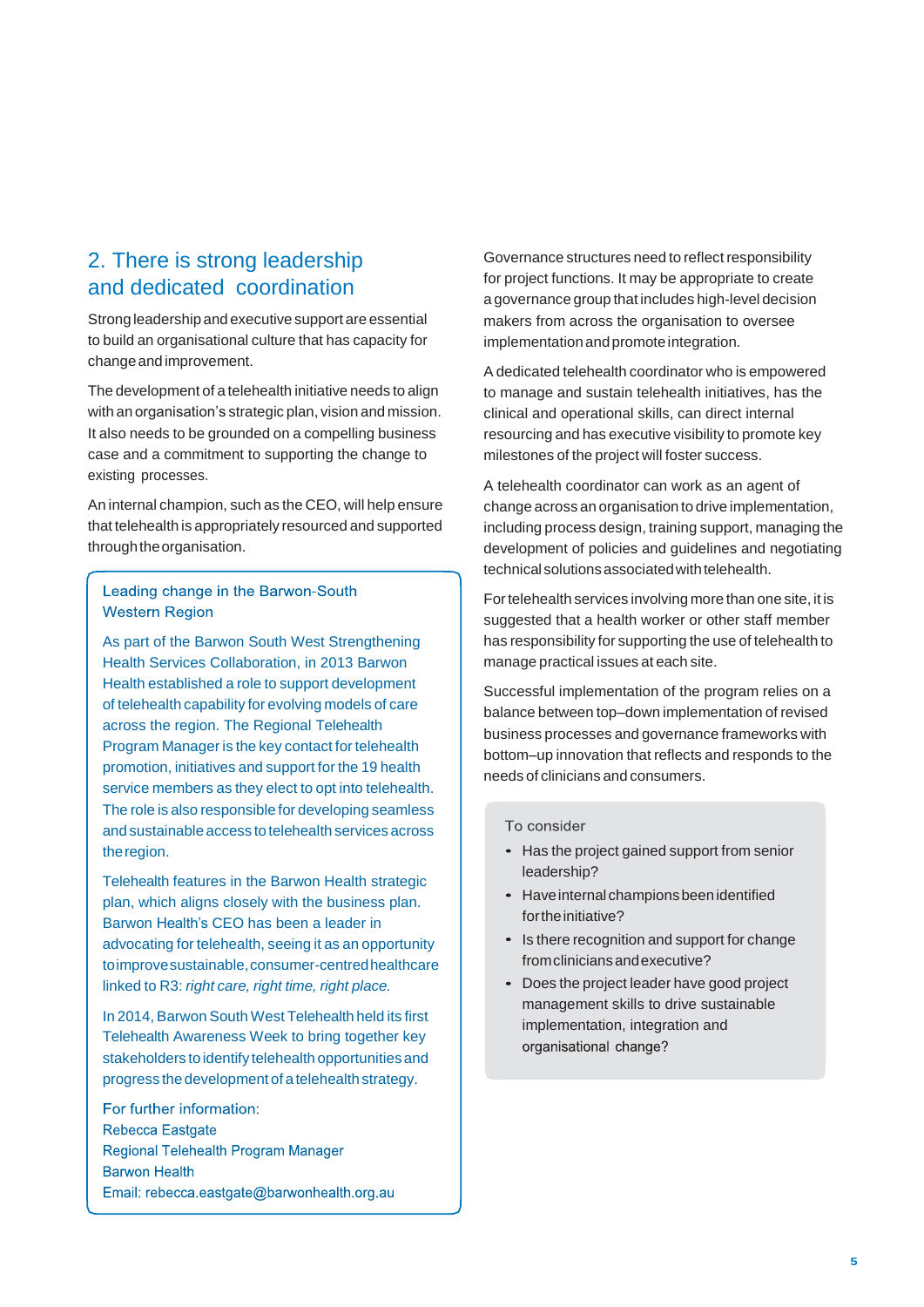## 2. There is strong leadership and dedicated coordination

Strong leadership and executive support are essential to build an organisational culture that has capacity for change and improvement.

The development of a telehealth initiative needs to align with an organisation's strategic plan, vision and mission. It also needs to be grounded on a compelling business case and a commitment to supporting the change to existing processes.

An internal champion, such as the CEO, will help ensure that telehealth is appropriately resourced and supported through the organisation.

### Leading change in the Barwon-South Western Region

As part of the Barwon South West Strengthening Health Services Collaboration, in 2013 Barwon Health established a role to support development of telehealth capability for evolving models of care across the region. The Regional Telehealth Program Manager is the key contact for telehealth promotion, initiatives and support for the 19 health service members as they elect to opt into telehealth. The role is also responsible for developing seamless and sustainable access to telehealth services across the region.

Telehealth features in the Barwon Health strategic plan, which aligns closely with the business plan. Barwon Health's CEO has been a leader in advocating for telehealth, seeing it as an opportunity to improve sustainable, consumer-centred healthcare linked to R3: *right care, right time, right place.*

In 2014, Barwon South West Telehealth held its first Telehealth Awareness Week to bring together key stakeholders to identify telehealth opportunities and progress the development of a telehealth strategy.

For further information:
Rebecca Eastgate
Regional Telehealth Program Manager
Barwon Health
Email: rebecca.eastgate@barwonhealth.org.au

Governance structures need to reflect responsibility for project functions. It may be appropriate to create a governance group that includes high-level decision makers from across the organisation to oversee implementation and promote integration.

A dedicated telehealth coordinator who is empowered to manage and sustain telehealth initiatives, has the clinical and operational skills, can direct internal resourcing and has executive visibility to promote key milestones of the project will foster success.

A telehealth coordinator can work as an agent of change across an organisation to drive implementation, including process design, training support, managing the development of policies and guidelines and negotiating technical solutions associated with telehealth.

For telehealth services involving more than one site, it is suggested that a health worker or other staff member has responsibility for supporting the use of telehealth to manage practical issues at each site.

Successful implementation of the program relies on a balance between top–down implementation of revised business processes and governance frameworks with bottom–up innovation that reflects and responds to the needs of clinicians and consumers.

### To consider

- Has the project gained support from senior leadership?
- Have internal champions been identified for the initiative?
- Is there recognition and support for change from clinicians and executive?
- Does the project leader have good project management skills to drive sustainable implementation, integration and organisational change?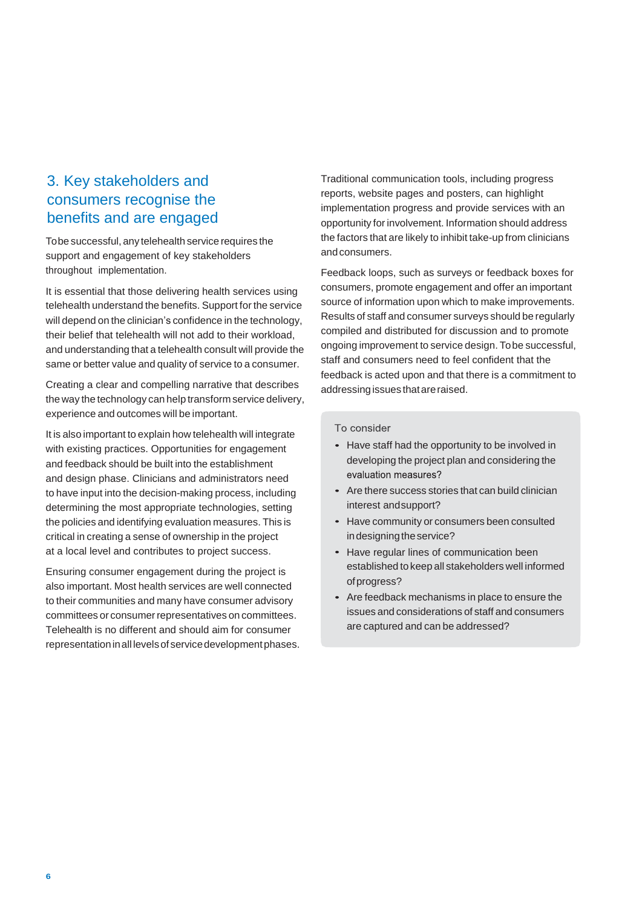## 3. Key stakeholders and consumers recognise the benefits and are engaged

To be successful, any telehealth service requires the support and engagement of key stakeholders throughout implementation.

It is essential that those delivering health services using telehealth understand the benefits. Support for the service will depend on the clinician's confidence in the technology, their belief that telehealth will not add to their workload, and understanding that a telehealth consult will provide the same or better value and quality of service to a consumer.

Creating a clear and compelling narrative that describes the way the technology can help transform service delivery, experience and outcomes will be important.

It is also important to explain how telehealth will integrate with existing practices. Opportunities for engagement and feedback should be built into the establishment and design phase. Clinicians and administrators need to have input into the decision-making process, including determining the most appropriate technologies, setting the policies and identifying evaluation measures. This is critical in creating a sense of ownership in the project at a local level and contributes to project success.

Ensuring consumer engagement during the project is also important. Most health services are well connected to their communities and many have consumer advisory committees or consumer representatives on committees. Telehealth is no different and should aim for consumer representation in all levels of service development phases.

Traditional communication tools, including progress reports, website pages and posters, can highlight implementation progress and provide services with an opportunity for involvement. Information should address the factors that are likely to inhibit take-up from clinicians and consumers.

Feedback loops, such as surveys or feedback boxes for consumers, promote engagement and offer an important source of information upon which to make improvements. Results of staff and consumer surveys should be regularly compiled and distributed for discussion and to promote ongoing improvement to service design. To be successful, staff and consumers need to feel confident that the feedback is acted upon and that there is a commitment to addressing issues that are raised.

**To consider**

- Have staff had the opportunity to be involved in developing the project plan and considering the evaluation measures?
- Are there success stories that can build clinician interest and support?
- Have community or consumers been consulted in designing the service?
- Have regular lines of communication been established to keep all stakeholders well informed of progress?
- Are feedback mechanisms in place to ensure the issues and considerations of staff and consumers are captured and can be addressed?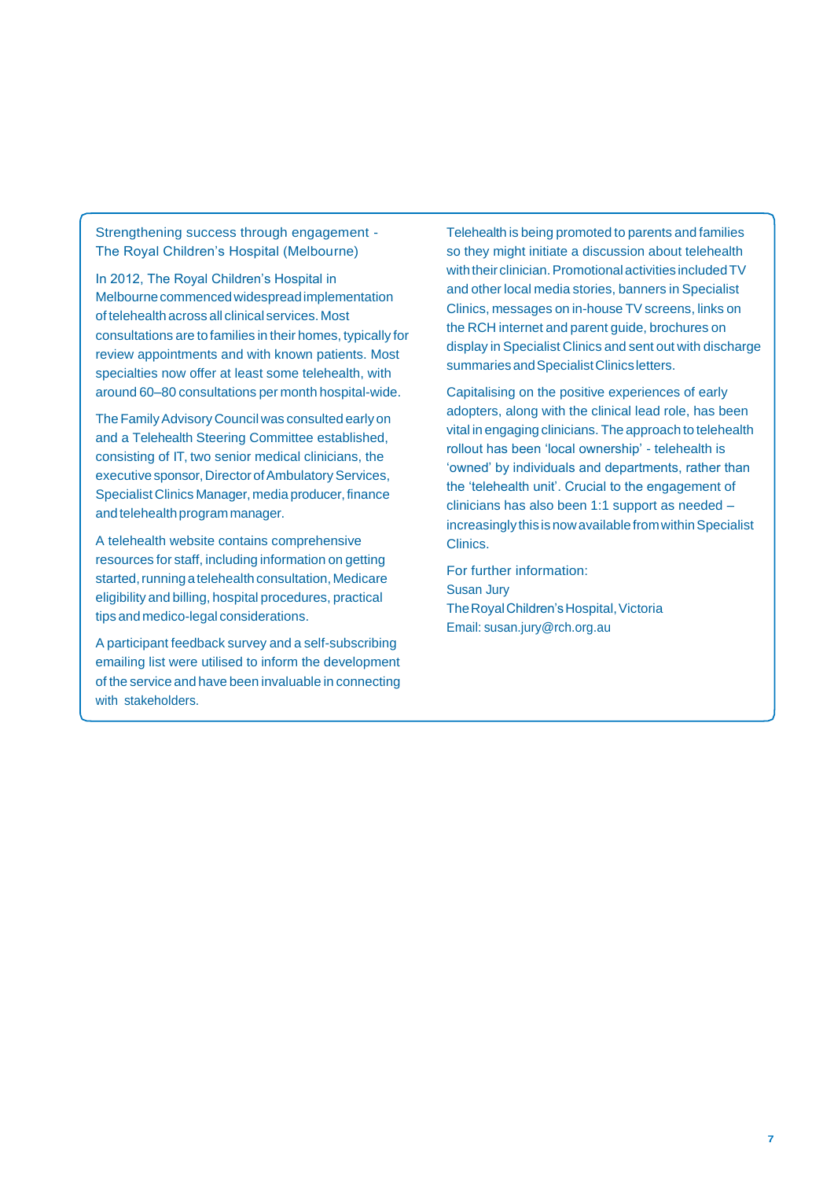### Strengthening success through engagement - The Royal Children's Hospital (Melbourne)

In 2012, The Royal Children's Hospital in Melbourne commenced widespread implementation of telehealth across all clinical services. Most consultations are to families in their homes, typically for review appointments and with known patients. Most specialties now offer at least some telehealth, with around 60–80 consultations per month hospital-wide.

The Family Advisory Council was consulted early on and a Telehealth Steering Committee established, consisting of IT, two senior medical clinicians, the executive sponsor, Director of Ambulatory Services, Specialist Clinics Manager, media producer, finance and telehealth program manager.

A telehealth website contains comprehensive resources for staff, including information on getting started, running a telehealth consultation, Medicare eligibility and billing, hospital procedures, practical tips and medico-legal considerations.

A participant feedback survey and a self-subscribing emailing list were utilised to inform the development of the service and have been invaluable in connecting with stakeholders.

Telehealth is being promoted to parents and families so they might initiate a discussion about telehealth with their clinician. Promotional activities included TV and other local media stories, banners in Specialist Clinics, messages on in-house TV screens, links on the RCH internet and parent guide, brochures on display in Specialist Clinics and sent out with discharge summaries and Specialist Clinics letters.

Capitalising on the positive experiences of early adopters, along with the clinical lead role, has been vital in engaging clinicians. The approach to telehealth rollout has been 'local ownership' - telehealth is 'owned' by individuals and departments, rather than the 'telehealth unit'. Crucial to the engagement of clinicians has also been 1:1 support as needed – increasingly this is now available from within Specialist Clinics.

For further information:
Susan Jury
The Royal Children's Hospital, Victoria
Email: susan.jury@rch.org.au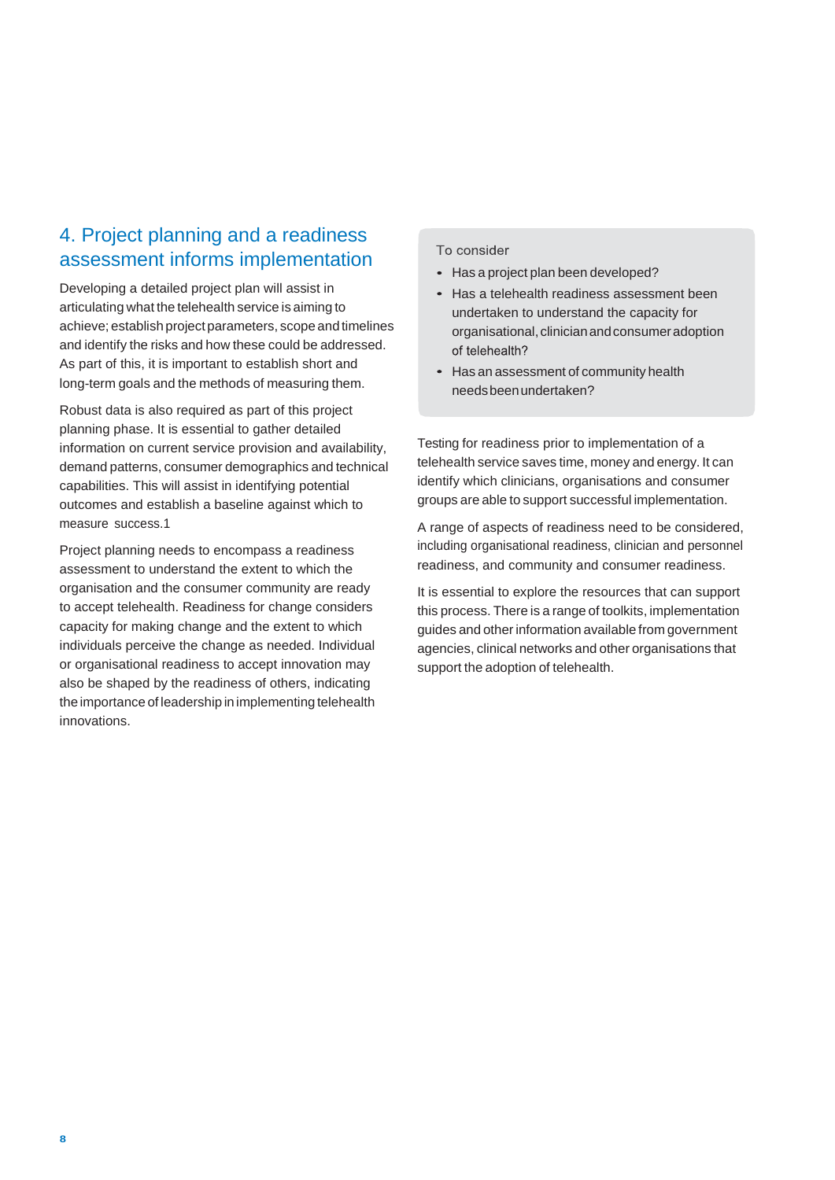## 4. Project planning and a readiness assessment informs implementation

Developing a detailed project plan will assist in articulating what the telehealth service is aiming to achieve; establish project parameters, scope and timelines and identify the risks and how these could be addressed. As part of this, it is important to establish short and long-term goals and the methods of measuring them.

Robust data is also required as part of this project planning phase. It is essential to gather detailed information on current service provision and availability, demand patterns, consumer demographics and technical capabilities. This will assist in identifying potential outcomes and establish a baseline against which to measure success.[1]

Project planning needs to encompass a readiness assessment to understand the extent to which the organisation and the consumer community are ready to accept telehealth. Readiness for change considers capacity for making change and the extent to which individuals perceive the change as needed. Individual or organisational readiness to accept innovation may also be shaped by the readiness of others, indicating the importance of leadership in implementing telehealth innovations.

To consider

- Has a project plan been developed?
- Has a telehealth readiness assessment been undertaken to understand the capacity for organisational, clinician and consumer adoption of telehealth?
- Has an assessment of community health needs been undertaken?

Testing for readiness prior to implementation of a telehealth service saves time, money and energy. It can identify which clinicians, organisations and consumer groups are able to support successful implementation.

A range of aspects of readiness need to be considered, including organisational readiness, clinician and personnel readiness, and community and consumer readiness.

It is essential to explore the resources that can support this process. There is a range of toolkits, implementation guides and other information available from government agencies, clinical networks and other organisations that support the adoption of telehealth.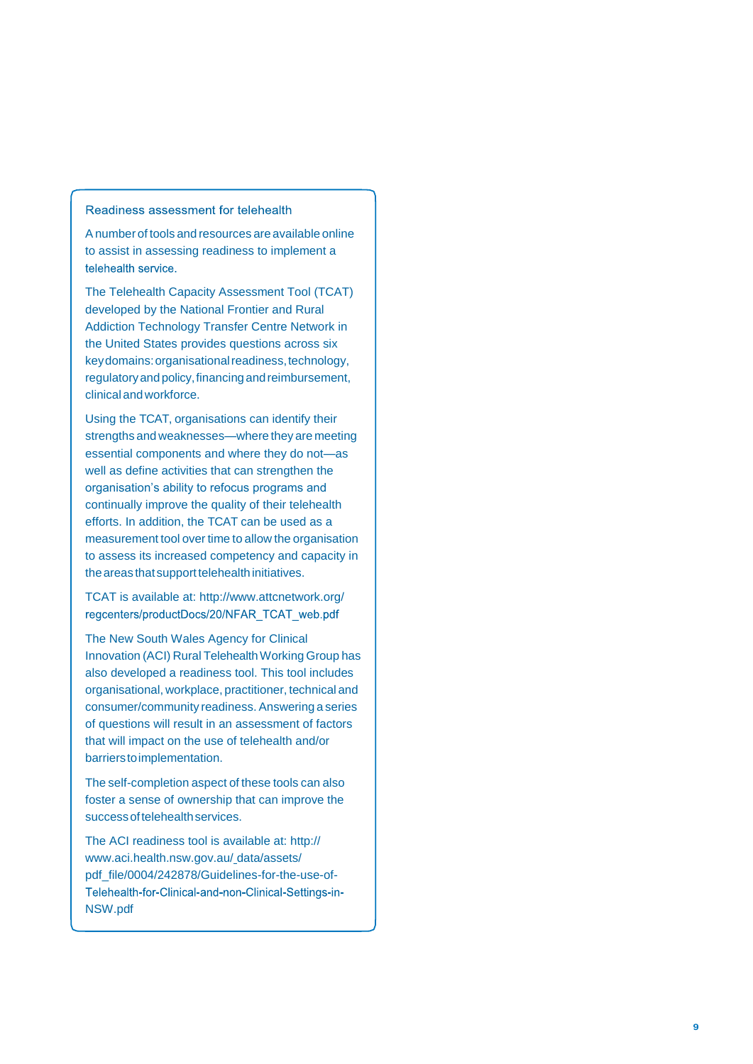### Readiness assessment for telehealth

A number of tools and resources are available online to assist in assessing readiness to implement a telehealth service.

The Telehealth Capacity Assessment Tool (TCAT) developed by the National Frontier and Rural Addiction Technology Transfer Centre Network in the United States provides questions across six key domains: organisational readiness, technology, regulatory and policy, financing and reimbursement, clinical and workforce.

Using the TCAT, organisations can identify their strengths and weaknesses—where they are meeting essential components and where they do not—as well as define activities that can strengthen the organisation's ability to refocus programs and continually improve the quality of their telehealth efforts. In addition, the TCAT can be used as a measurement tool over time to allow the organisation to assess its increased competency and capacity in the areas that support telehealth initiatives.

TCAT is available at: http://www.attcnetwork.org/regcenters/productDocs/20/NFAR_TCAT_web.pdf

The New South Wales Agency for Clinical Innovation (ACI) Rural Telehealth Working Group has also developed a readiness tool. This tool includes organisational, workplace, practitioner, technical and consumer/community readiness. Answering a series of questions will result in an assessment of factors that will impact on the use of telehealth and/or barriers to implementation.

The self-completion aspect of these tools can also foster a sense of ownership that can improve the success of telehealth services.

The ACI readiness tool is available at: http://www.aci.health.nsw.gov.au/_data/assets/pdf_file/0004/242878/Guidelines-for-the-use-of-Telehealth-for-Clinical-and-non-Clinical-Settings-in-NSW.pdf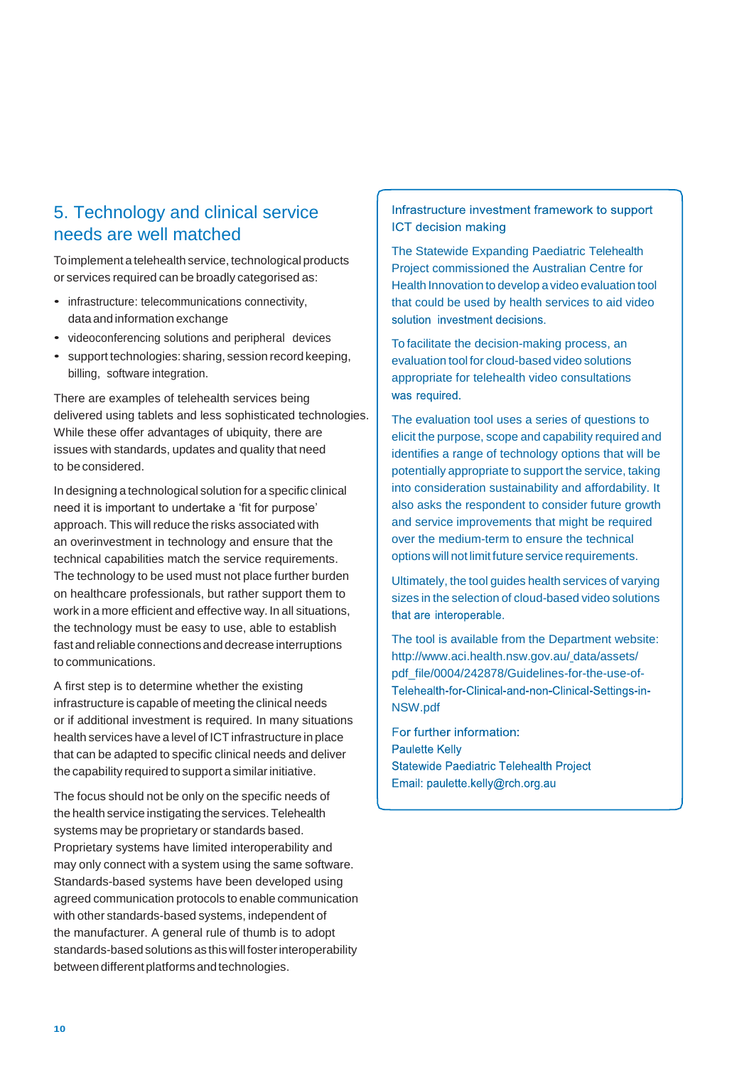## 5. Technology and clinical service needs are well matched

To implement a telehealth service, technological products or services required can be broadly categorised as:

- infrastructure: telecommunications connectivity, data and information exchange
- videoconferencing solutions and peripheral devices
- support technologies: sharing, session record keeping, billing, software integration.

There are examples of telehealth services being delivered using tablets and less sophisticated technologies. While these offer advantages of ubiquity, there are issues with standards, updates and quality that need to be considered.

In designing a technological solution for a specific clinical need it is important to undertake a 'fit for purpose' approach. This will reduce the risks associated with an overinvestment in technology and ensure that the technical capabilities match the service requirements. The technology to be used must not place further burden on healthcare professionals, but rather support them to work in a more efficient and effective way. In all situations, the technology must be easy to use, able to establish fast and reliable connections and decrease interruptions to communications.

A first step is to determine whether the existing infrastructure is capable of meeting the clinical needs or if additional investment is required. In many situations health services have a level of ICT infrastructure in place that can be adapted to specific clinical needs and deliver the capability required to support a similar initiative.

The focus should not be only on the specific needs of the health service instigating the services. Telehealth systems may be proprietary or standards based. Proprietary systems have limited interoperability and may only connect with a system using the same software. Standards-based systems have been developed using agreed communication protocols to enable communication with other standards-based systems, independent of the manufacturer. A general rule of thumb is to adopt standards-based solutions as this will foster interoperability between different platforms and technologies.

### Infrastructure investment framework to support ICT decision making

The Statewide Expanding Paediatric Telehealth Project commissioned the Australian Centre for Health Innovation to develop a video evaluation tool that could be used by health services to aid video solution investment decisions.

To facilitate the decision-making process, an evaluation tool for cloud-based video solutions appropriate for telehealth video consultations was required.

The evaluation tool uses a series of questions to elicit the purpose, scope and capability required and identifies a range of technology options that will be potentially appropriate to support the service, taking into consideration sustainability and affordability. It also asks the respondent to consider future growth and service improvements that might be required over the medium-term to ensure the technical options will not limit future service requirements.

Ultimately, the tool guides health services of varying sizes in the selection of cloud-based video solutions that are interoperable.

The tool is available from the Department website: http://www.aci.health.nsw.gov.au/_data/assets/pdf_file/0004/242878/Guidelines-for-the-use-of-Telehealth-for-Clinical-and-non-Clinical-Settings-in-NSW.pdf

For further information:
Paulette Kelly
Statewide Paediatric Telehealth Project
Email: paulette.kelly@rch.org.au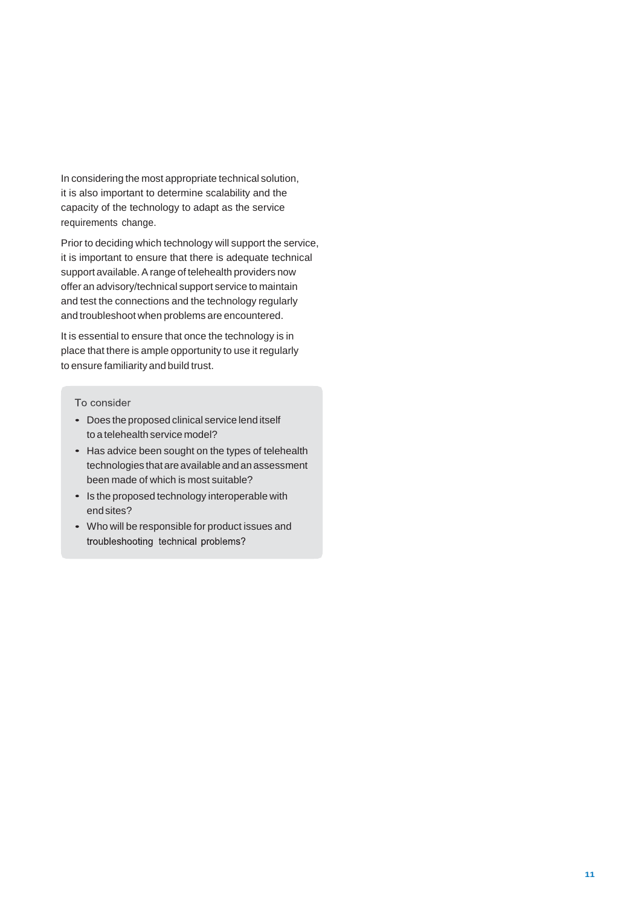In considering the most appropriate technical solution, it is also important to determine scalability and the capacity of the technology to adapt as the service requirements change.

Prior to deciding which technology will support the service, it is important to ensure that there is adequate technical support available. A range of telehealth providers now offer an advisory/technical support service to maintain and test the connections and the technology regularly and troubleshoot when problems are encountered.

It is essential to ensure that once the technology is in place that there is ample opportunity to use it regularly to ensure familiarity and build trust.

### To consider

- Does the proposed clinical service lend itself to a telehealth service model?
- Has advice been sought on the types of telehealth technologies that are available and an assessment been made of which is most suitable?
- Is the proposed technology interoperable with end sites?
- Who will be responsible for product issues and troubleshooting technical problems?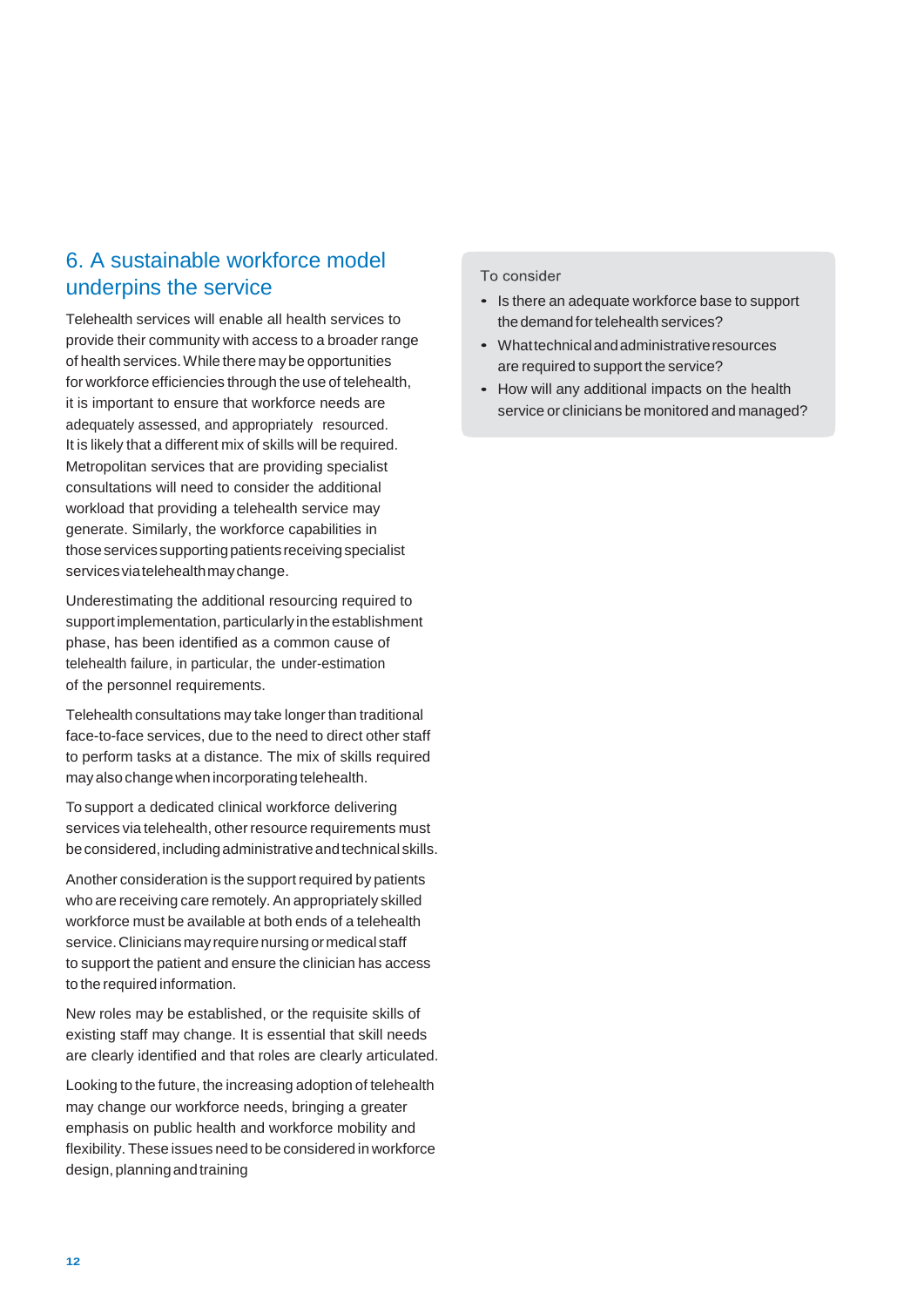## 6. A sustainable workforce model underpins the service

Telehealth services will enable all health services to provide their community with access to a broader range of health services. While there may be opportunities for workforce efficiencies through the use of telehealth, it is important to ensure that workforce needs are adequately assessed, and appropriately resourced. It is likely that a different mix of skills will be required. Metropolitan services that are providing specialist consultations will need to consider the additional workload that providing a telehealth service may generate. Similarly, the workforce capabilities in those services supporting patients receiving specialist services via telehealth may change.

Underestimating the additional resourcing required to support implementation, particularly in the establishment phase, has been identified as a common cause of telehealth failure, in particular, the under-estimation of the personnel requirements.

Telehealth consultations may take longer than traditional face-to-face services, due to the need to direct other staff to perform tasks at a distance. The mix of skills required may also change when incorporating telehealth.

To support a dedicated clinical workforce delivering services via telehealth, other resource requirements must be considered, including administrative and technical skills.

Another consideration is the support required by patients who are receiving care remotely. An appropriately skilled workforce must be available at both ends of a telehealth service. Clinicians may require nursing or medical staff to support the patient and ensure the clinician has access to the required information.

New roles may be established, or the requisite skills of existing staff may change. It is essential that skill needs are clearly identified and that roles are clearly articulated.

Looking to the future, the increasing adoption of telehealth may change our workforce needs, bringing a greater emphasis on public health and workforce mobility and flexibility. These issues need to be considered in workforce design, planning and training

To consider

- Is there an adequate workforce base to support the demand for telehealth services?
- What technical and administrative resources are required to support the service?
- How will any additional impacts on the health service or clinicians be monitored and managed?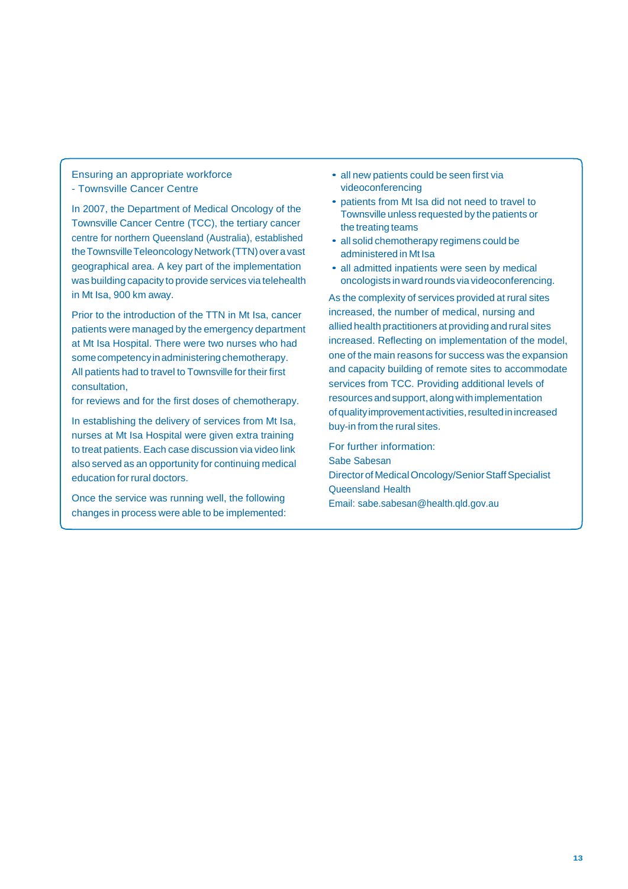### Ensuring an appropriate workforce - Townsville Cancer Centre

In 2007, the Department of Medical Oncology of the Townsville Cancer Centre (TCC), the tertiary cancer centre for northern Queensland (Australia), established the Townsville Teleoncology Network (TTN) over a vast geographical area. A key part of the implementation was building capacity to provide services via telehealth in Mt Isa, 900 km away.

Prior to the introduction of the TTN in Mt Isa, cancer patients were managed by the emergency department at Mt Isa Hospital. There were two nurses who had some competency in administering chemotherapy. All patients had to travel to Townsville for their first consultation,
for reviews and for the first doses of chemotherapy.

In establishing the delivery of services from Mt Isa, nurses at Mt Isa Hospital were given extra training to treat patients. Each case discussion via video link also served as an opportunity for continuing medical education for rural doctors.

Once the service was running well, the following changes in process were able to be implemented:

- all new patients could be seen first via videoconferencing
- patients from Mt Isa did not need to travel to Townsville unless requested by the patients or the treating teams
- all solid chemotherapy regimens could be administered in Mt Isa
- all admitted inpatients were seen by medical oncologists in ward rounds via videoconferencing.

As the complexity of services provided at rural sites increased, the number of medical, nursing and allied health practitioners at providing and rural sites increased. Reflecting on implementation of the model, one of the main reasons for success was the expansion and capacity building of remote sites to accommodate services from TCC. Providing additional levels of resources and support, along with implementation of quality improvement activities, resulted in increased buy-in from the rural sites.

For further information:
Sabe Sabesan
Director of Medical Oncology/Senior Staff Specialist
Queensland Health
Email: sabe.sabesan@health.qld.gov.au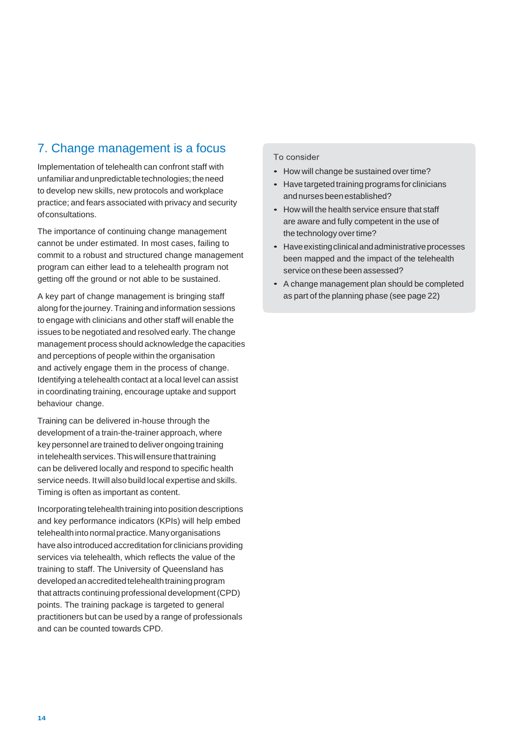## 7. Change management is a focus

Implementation of telehealth can confront staff with unfamiliar and unpredictable technologies; the need to develop new skills, new protocols and workplace practice; and fears associated with privacy and security of consultations.

The importance of continuing change management cannot be under estimated. In most cases, failing to commit to a robust and structured change management program can either lead to a telehealth program not getting off the ground or not able to be sustained.

A key part of change management is bringing staff along for the journey. Training and information sessions to engage with clinicians and other staff will enable the issues to be negotiated and resolved early. The change management process should acknowledge the capacities and perceptions of people within the organisation and actively engage them in the process of change. Identifying a telehealth contact at a local level can assist in coordinating training, encourage uptake and support behaviour change.

Training can be delivered in-house through the development of a train-the-trainer approach, where key personnel are trained to deliver ongoing training in telehealth services. This will ensure that training can be delivered locally and respond to specific health service needs. It will also build local expertise and skills. Timing is often as important as content.

Incorporating telehealth training into position descriptions and key performance indicators (KPIs) will help embed telehealth into normal practice. Many organisations have also introduced accreditation for clinicians providing services via telehealth, which reflects the value of the training to staff. The University of Queensland has developed an accredited telehealth training program that attracts continuing professional development (CPD) points. The training package is targeted to general practitioners but can be used by a range of professionals and can be counted towards CPD.

To consider

- How will change be sustained over time?
- Have targeted training programs for clinicians and nurses been established?
- How will the health service ensure that staff are aware and fully competent in the use of the technology over time?
- Have existing clinical and administrative processes been mapped and the impact of the telehealth service on these been assessed?
- A change management plan should be completed as part of the planning phase (see page 22)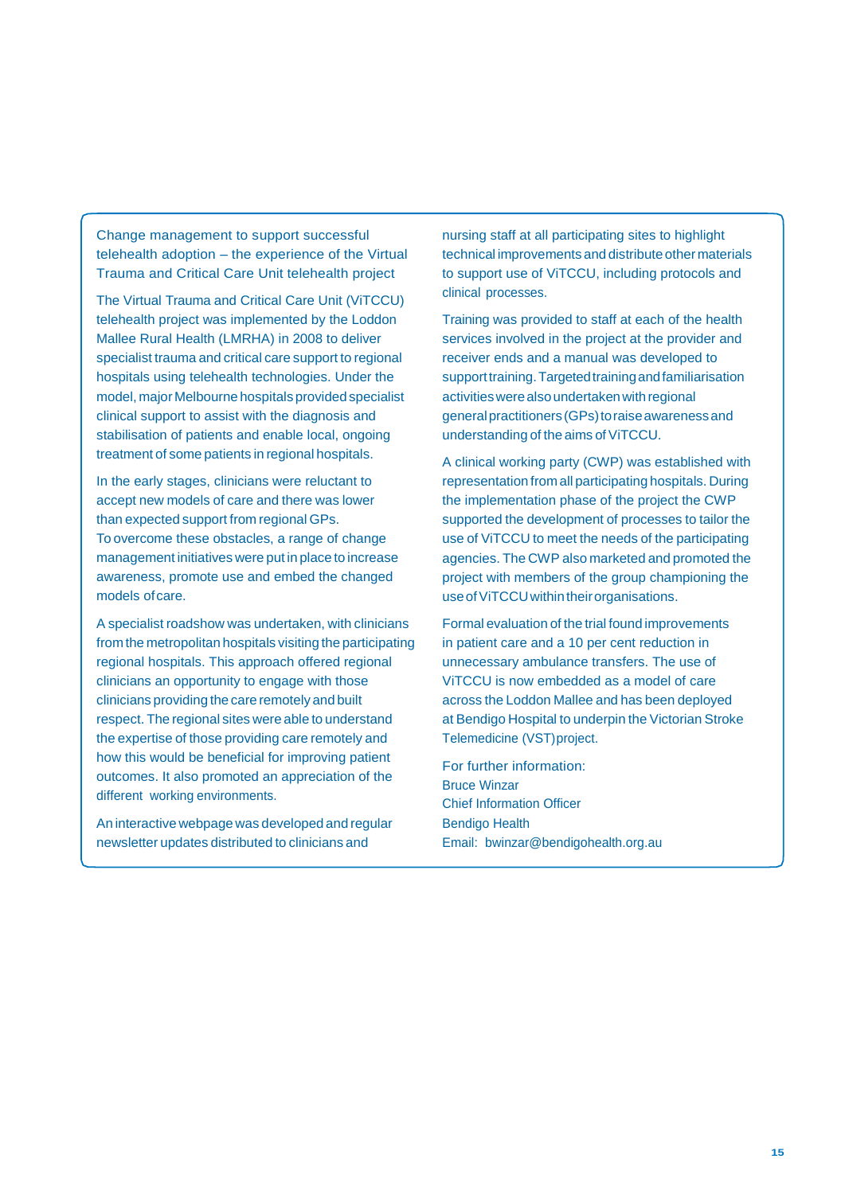### Change management to support successful telehealth adoption – the experience of the Virtual Trauma and Critical Care Unit telehealth project

The Virtual Trauma and Critical Care Unit (ViTCCU) telehealth project was implemented by the Loddon Mallee Rural Health (LMRHA) in 2008 to deliver specialist trauma and critical care support to regional hospitals using telehealth technologies. Under the model, major Melbourne hospitals provided specialist clinical support to assist with the diagnosis and stabilisation of patients and enable local, ongoing treatment of some patients in regional hospitals.

In the early stages, clinicians were reluctant to accept new models of care and there was lower than expected support from regional GPs. To overcome these obstacles, a range of change management initiatives were put in place to increase awareness, promote use and embed the changed models of care.

A specialist roadshow was undertaken, with clinicians from the metropolitan hospitals visiting the participating regional hospitals. This approach offered regional clinicians an opportunity to engage with those clinicians providing the care remotely and built respect. The regional sites were able to understand the expertise of those providing care remotely and how this would be beneficial for improving patient outcomes. It also promoted an appreciation of the different working environments.

An interactive webpage was developed and regular newsletter updates distributed to clinicians and nursing staff at all participating sites to highlight technical improvements and distribute other materials to support use of ViTCCU, including protocols and clinical processes.

Training was provided to staff at each of the health services involved in the project at the provider and receiver ends and a manual was developed to support training. Targeted training and familiarisation activities were also undertaken with regional general practitioners (GPs) to raise awareness and understanding of the aims of ViTCCU.

A clinical working party (CWP) was established with representation from all participating hospitals. During the implementation phase of the project the CWP supported the development of processes to tailor the use of ViTCCU to meet the needs of the participating agencies. The CWP also marketed and promoted the project with members of the group championing the use of ViTCCU within their organisations.

Formal evaluation of the trial found improvements in patient care and a 10 per cent reduction in unnecessary ambulance transfers. The use of ViTCCU is now embedded as a model of care across the Loddon Mallee and has been deployed at Bendigo Hospital to underpin the Victorian Stroke Telemedicine (VST) project.

For further information:
Bruce Winzar
Chief Information Officer
Bendigo Health
Email: bwinzar@bendigohealth.org.au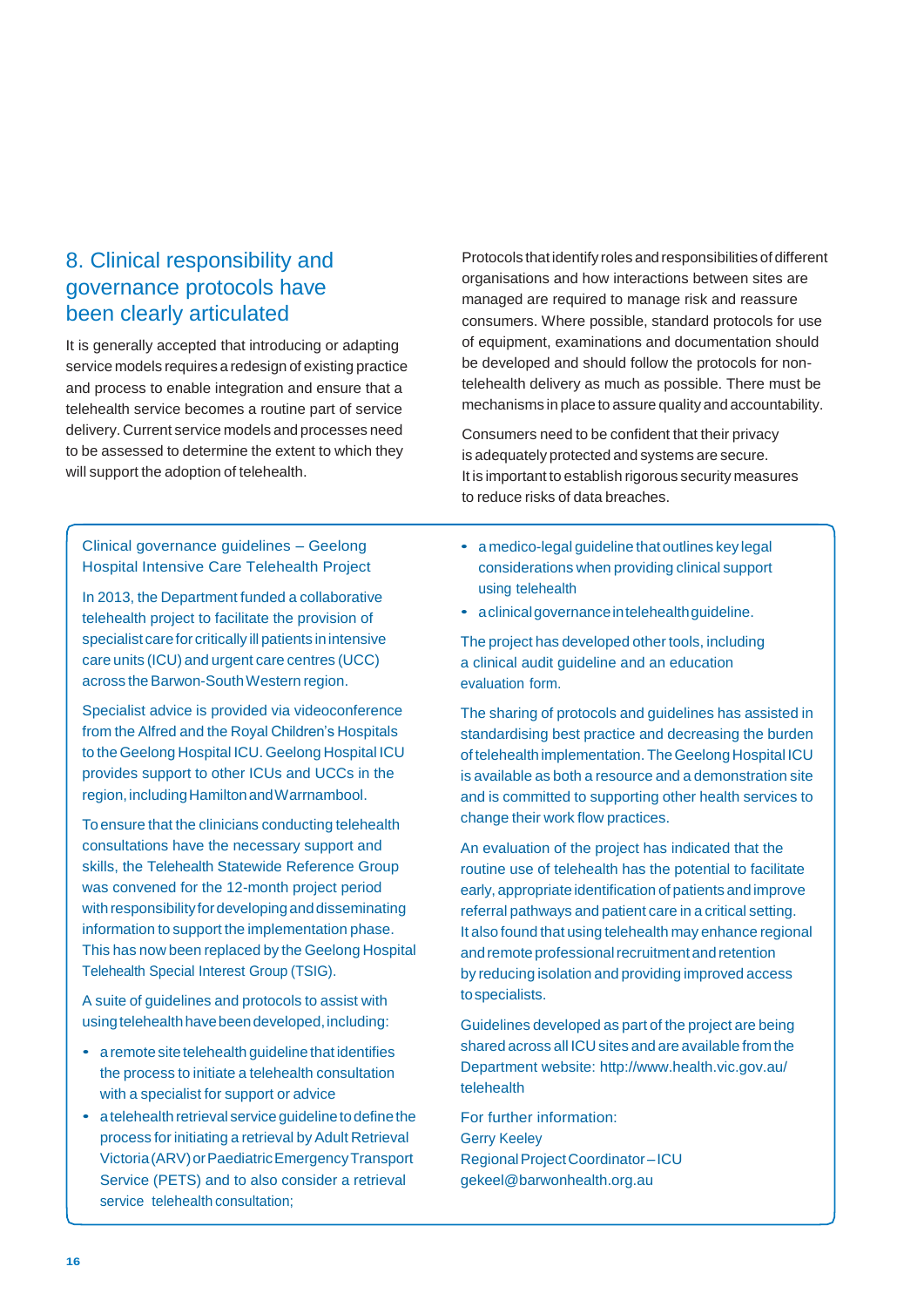## 8. Clinical responsibility and governance protocols have been clearly articulated

It is generally accepted that introducing or adapting service models requires a redesign of existing practice and process to enable integration and ensure that a telehealth service becomes a routine part of service delivery. Current service models and processes need to be assessed to determine the extent to which they will support the adoption of telehealth.

Protocols that identify roles and responsibilities of different organisations and how interactions between sites are managed are required to manage risk and reassure consumers. Where possible, standard protocols for use of equipment, examinations and documentation should be developed and should follow the protocols for non-telehealth delivery as much as possible. There must be mechanisms in place to assure quality and accountability.

Consumers need to be confident that their privacy is adequately protected and systems are secure. It is important to establish rigorous security measures to reduce risks of data breaches.

### Clinical governance guidelines – Geelong Hospital Intensive Care Telehealth Project

In 2013, the Department funded a collaborative telehealth project to facilitate the provision of specialist care for critically ill patients in intensive care units (ICU) and urgent care centres (UCC) across the Barwon-South Western region.

Specialist advice is provided via videoconference from the Alfred and the Royal Children's Hospitals to the Geelong Hospital ICU. Geelong Hospital ICU provides support to other ICUs and UCCs in the region, including Hamilton and Warrnambool.

To ensure that the clinicians conducting telehealth consultations have the necessary support and skills, the Telehealth Statewide Reference Group was convened for the 12-month project period with responsibility for developing and disseminating information to support the implementation phase. This has now been replaced by the Geelong Hospital Telehealth Special Interest Group (TSIG).

A suite of guidelines and protocols to assist with using telehealth have been developed, including:

- a remote site telehealth guideline that identifies the process to initiate a telehealth consultation with a specialist for support or advice
- a telehealth retrieval service guideline to define the process for initiating a retrieval by Adult Retrieval Victoria (ARV) or Paediatric Emergency Transport Service (PETS) and to also consider a retrieval service telehealth consultation;
- a medico-legal guideline that outlines key legal considerations when providing clinical support using telehealth
- a clinical governance in telehealth guideline.

The project has developed other tools, including a clinical audit guideline and an education evaluation form.

The sharing of protocols and guidelines has assisted in standardising best practice and decreasing the burden of telehealth implementation. The Geelong Hospital ICU is available as both a resource and a demonstration site and is committed to supporting other health services to change their work flow practices.

An evaluation of the project has indicated that the routine use of telehealth has the potential to facilitate early, appropriate identification of patients and improve referral pathways and patient care in a critical setting. It also found that using telehealth may enhance regional and remote professional recruitment and retention by reducing isolation and providing improved access to specialists.

Guidelines developed as part of the project are being shared across all ICU sites and are available from the Department website: http://www.health.vic.gov.au/telehealth

For further information:
Gerry Keeley
Regional Project Coordinator – ICU
gekeel@barwonhealth.org.au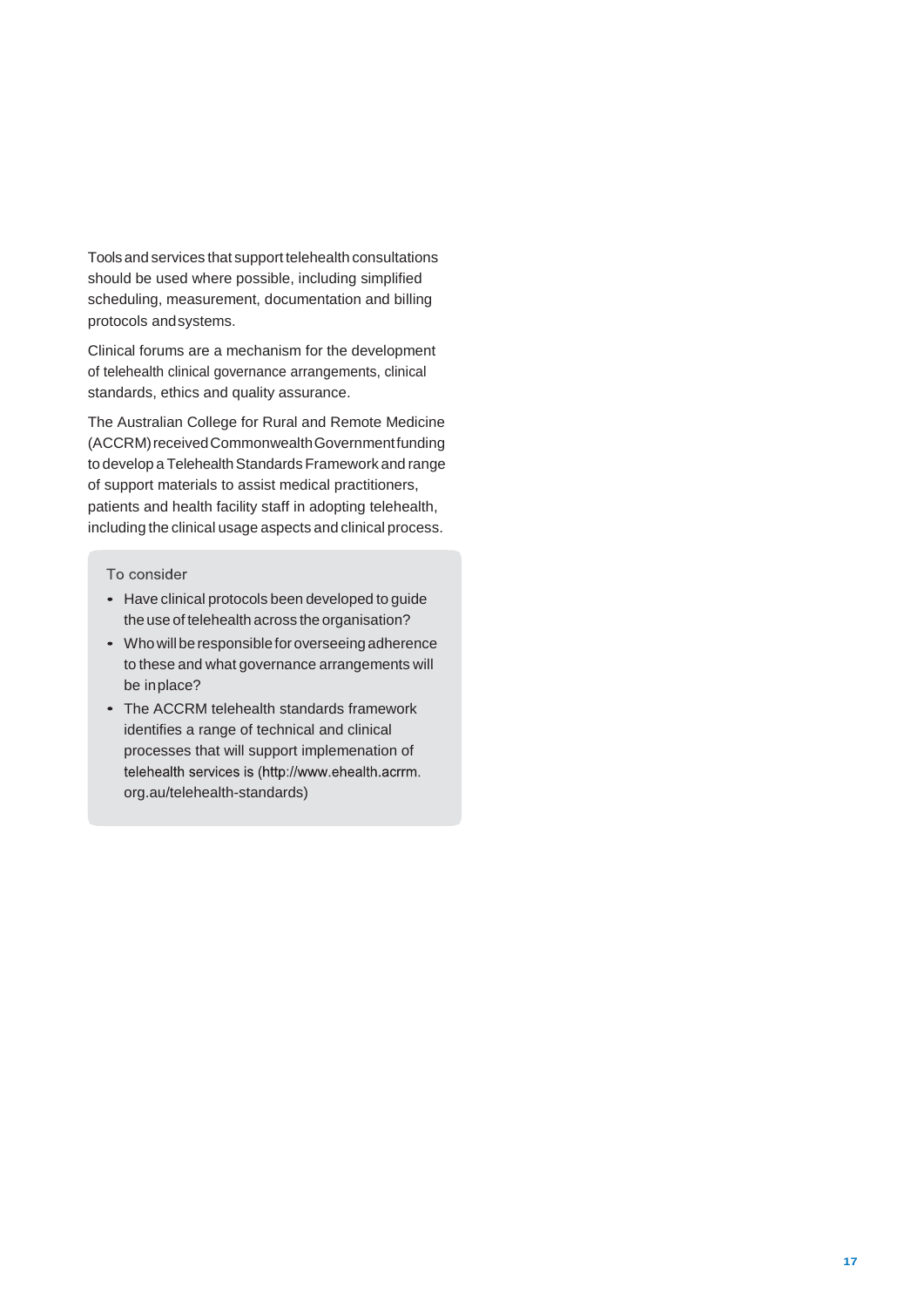Tools and services that support telehealth consultations should be used where possible, including simplified scheduling, measurement, documentation and billing protocols and systems.

Clinical forums are a mechanism for the development of telehealth clinical governance arrangements, clinical standards, ethics and quality assurance.

The Australian College for Rural and Remote Medicine (ACCRM) received Commonwealth Government funding to develop a Telehealth Standards Framework and range of support materials to assist medical practitioners, patients and health facility staff in adopting telehealth, including the clinical usage aspects and clinical process.

To consider

- Have clinical protocols been developed to guide the use of telehealth across the organisation?
- Who will be responsible for overseeing adherence to these and what governance arrangements will be in place?
- The ACCRM telehealth standards framework identifies a range of technical and clinical processes that will support implemenation of telehealth services is (http://www.ehealth.acrrm.org.au/telehealth-standards)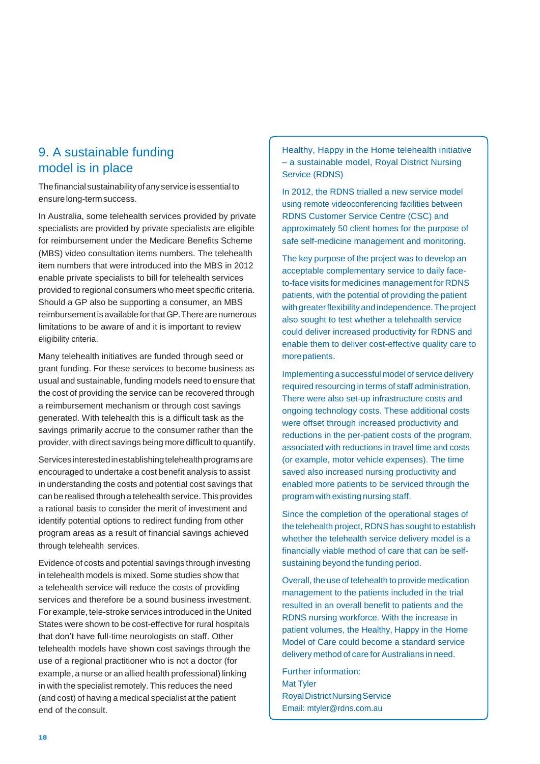## 9. A sustainable funding model is in place

The financial sustainability of any service is essential to ensure long-term success.

In Australia, some telehealth services provided by private specialists are provided by private specialists are eligible for reimbursement under the Medicare Benefits Scheme (MBS) video consultation items numbers. The telehealth item numbers that were introduced into the MBS in 2012 enable private specialists to bill for telehealth services provided to regional consumers who meet specific criteria. Should a GP also be supporting a consumer, an MBS reimbursement is available for that GP. There are numerous limitations to be aware of and it is important to review eligibility criteria.

Many telehealth initiatives are funded through seed or grant funding. For these services to become business as usual and sustainable, funding models need to ensure that the cost of providing the service can be recovered through a reimbursement mechanism or through cost savings generated. With telehealth this is a difficult task as the savings primarily accrue to the consumer rather than the provider, with direct savings being more difficult to quantify.

Services interested in establishing telehealth programs are encouraged to undertake a cost benefit analysis to assist in understanding the costs and potential cost savings that can be realised through a telehealth service. This provides a rational basis to consider the merit of investment and identify potential options to redirect funding from other program areas as a result of financial savings achieved through telehealth services.

Evidence of costs and potential savings through investing in telehealth models is mixed. Some studies show that a telehealth service will reduce the costs of providing services and therefore be a sound business investment. For example, tele-stroke services introduced in the United States were shown to be cost-effective for rural hospitals that don't have full-time neurologists on staff. Other telehealth models have shown cost savings through the use of a regional practitioner who is not a doctor (for example, a nurse or an allied health professional) linking in with the specialist remotely. This reduces the need (and cost) of having a medical specialist at the patient end of the consult.

### Healthy, Happy in the Home telehealth initiative – a sustainable model, Royal District Nursing Service (RDNS)

In 2012, the RDNS trialled a new service model using remote videoconferencing facilities between RDNS Customer Service Centre (CSC) and approximately 50 client homes for the purpose of safe self-medicine management and monitoring.

The key purpose of the project was to develop an acceptable complementary service to daily face-to-face visits for medicines management for RDNS patients, with the potential of providing the patient with greater flexibility and independence. The project also sought to test whether a telehealth service could deliver increased productivity for RDNS and enable them to deliver cost-effective quality care to more patients.

Implementing a successful model of service delivery required resourcing in terms of staff administration. There were also set-up infrastructure costs and ongoing technology costs. These additional costs were offset through increased productivity and reductions in the per-patient costs of the program, associated with reductions in travel time and costs (or example, motor vehicle expenses). The time saved also increased nursing productivity and enabled more patients to be serviced through the program with existing nursing staff.

Since the completion of the operational stages of the telehealth project, RDNS has sought to establish whether the telehealth service delivery model is a financially viable method of care that can be self-sustaining beyond the funding period.

Overall, the use of telehealth to provide medication management to the patients included in the trial resulted in an overall benefit to patients and the RDNS nursing workforce. With the increase in patient volumes, the Healthy, Happy in the Home Model of Care could become a standard service delivery method of care for Australians in need.

Further information:
Mat Tyler
Royal District Nursing Service
Email: mtyler@rdns.com.au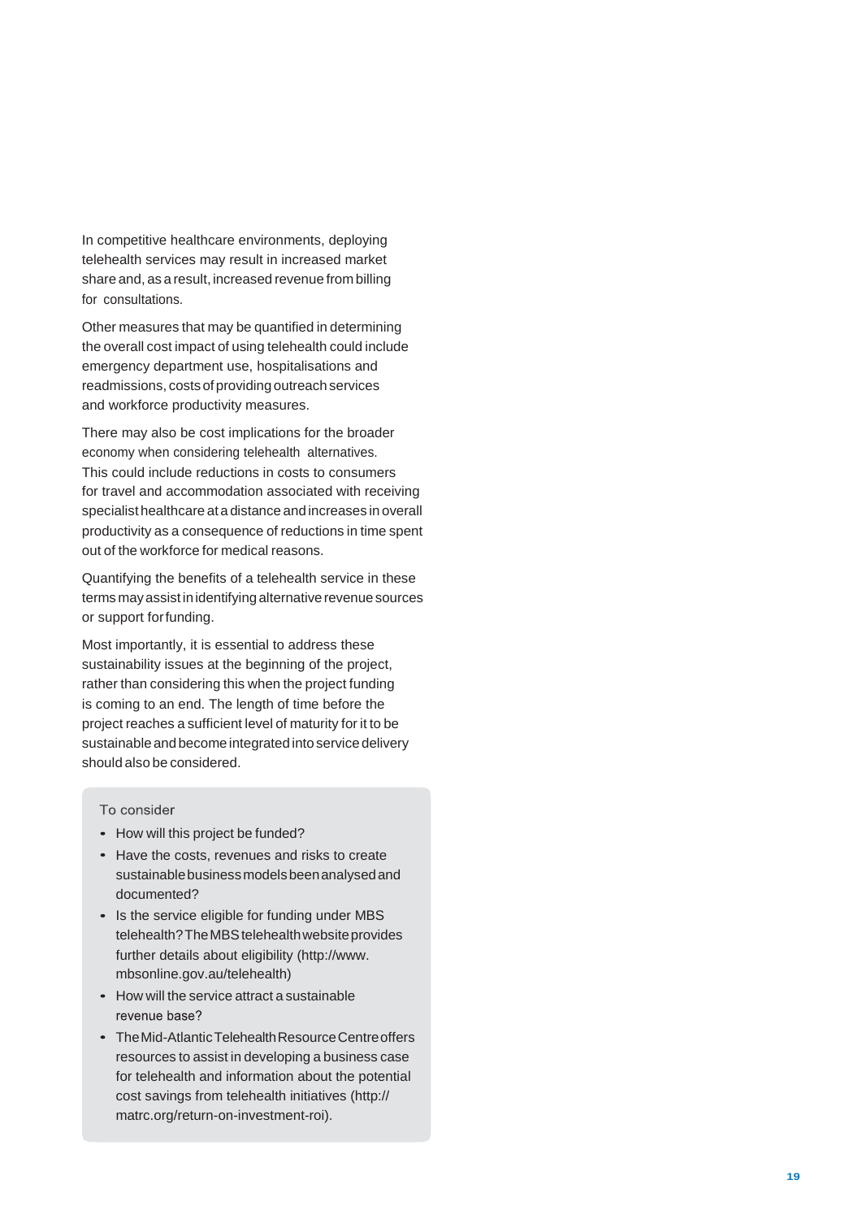In competitive healthcare environments, deploying telehealth services may result in increased market share and, as a result, increased revenue from billing for consultations.

Other measures that may be quantified in determining the overall cost impact of using telehealth could include emergency department use, hospitalisations and readmissions, costs of providing outreach services and workforce productivity measures.

There may also be cost implications for the broader economy when considering telehealth alternatives. This could include reductions in costs to consumers for travel and accommodation associated with receiving specialist healthcare at a distance and increases in overall productivity as a consequence of reductions in time spent out of the workforce for medical reasons.

Quantifying the benefits of a telehealth service in these terms may assist in identifying alternative revenue sources or support for funding.

Most importantly, it is essential to address these sustainability issues at the beginning of the project, rather than considering this when the project funding is coming to an end. The length of time before the project reaches a sufficient level of maturity for it to be sustainable and become integrated into service delivery should also be considered.

**To consider**

- How will this project be funded?
- Have the costs, revenues and risks to create sustainable business models been analysed and documented?
- Is the service eligible for funding under MBS telehealth? The MBS telehealth website provides further details about eligibility (http://www.mbsonline.gov.au/telehealth)
- How will the service attract a sustainable revenue base?
- The Mid-Atlantic Telehealth Resource Centre offers resources to assist in developing a business case for telehealth and information about the potential cost savings from telehealth initiatives (http://matrc.org/return-on-investment-roi).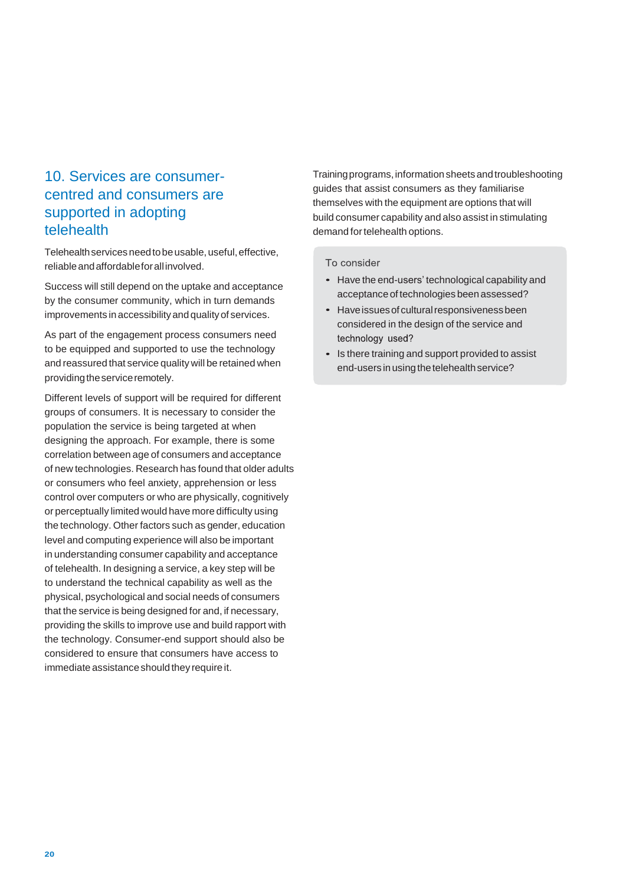## 10. Services are consumer-centred and consumers are supported in adopting telehealth

Telehealth services need to be usable, useful, effective, reliable and affordable for all involved.

Success will still depend on the uptake and acceptance by the consumer community, which in turn demands improvements in accessibility and quality of services.

As part of the engagement process consumers need to be equipped and supported to use the technology and reassured that service quality will be retained when providing the service remotely.

Different levels of support will be required for different groups of consumers. It is necessary to consider the population the service is being targeted at when designing the approach. For example, there is some correlation between age of consumers and acceptance of new technologies. Research has found that older adults or consumers who feel anxiety, apprehension or less control over computers or who are physically, cognitively or perceptually limited would have more difficulty using the technology. Other factors such as gender, education level and computing experience will also be important in understanding consumer capability and acceptance of telehealth. In designing a service, a key step will be to understand the technical capability as well as the physical, psychological and social needs of consumers that the service is being designed for and, if necessary, providing the skills to improve use and build rapport with the technology. Consumer-end support should also be considered to ensure that consumers have access to immediate assistance should they require it.

Training programs, information sheets and troubleshooting guides that assist consumers as they familiarise themselves with the equipment are options that will build consumer capability and also assist in stimulating demand for telehealth options.

To consider

- Have the end-users' technological capability and acceptance of technologies been assessed?
- Have issues of cultural responsiveness been considered in the design of the service and technology used?
- Is there training and support provided to assist end-users in using the telehealth service?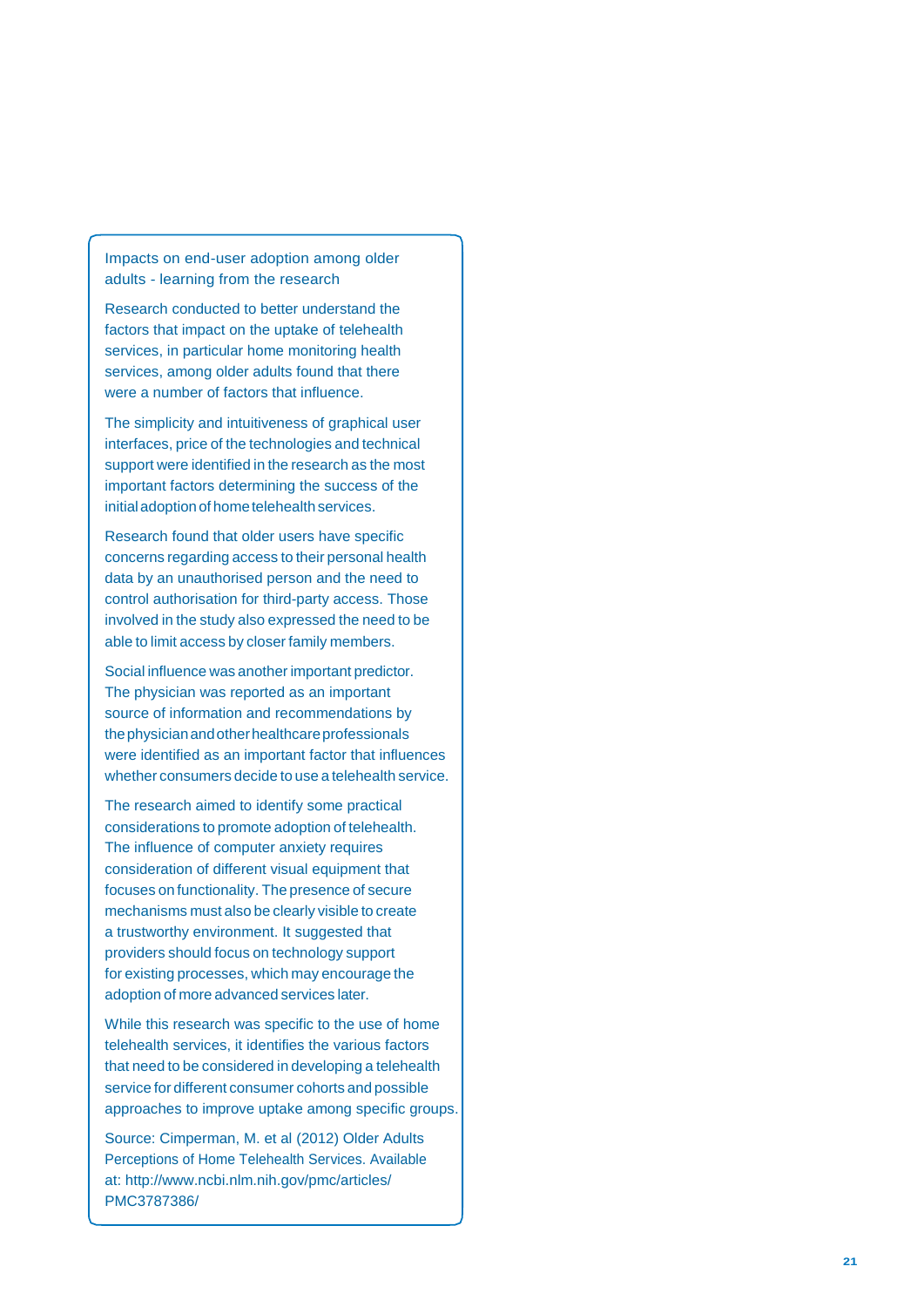### Impacts on end-user adoption among older adults - learning from the research

Research conducted to better understand the factors that impact on the uptake of telehealth services, in particular home monitoring health services, among older adults found that there were a number of factors that influence.

The simplicity and intuitiveness of graphical user interfaces, price of the technologies and technical support were identified in the research as the most important factors determining the success of the initial adoption of home telehealth services.

Research found that older users have specific concerns regarding access to their personal health data by an unauthorised person and the need to control authorisation for third-party access. Those involved in the study also expressed the need to be able to limit access by closer family members.

Social influence was another important predictor. The physician was reported as an important source of information and recommendations by the physician and other healthcare professionals were identified as an important factor that influences whether consumers decide to use a telehealth service.

The research aimed to identify some practical considerations to promote adoption of telehealth. The influence of computer anxiety requires consideration of different visual equipment that focuses on functionality. The presence of secure mechanisms must also be clearly visible to create a trustworthy environment. It suggested that providers should focus on technology support for existing processes, which may encourage the adoption of more advanced services later.

While this research was specific to the use of home telehealth services, it identifies the various factors that need to be considered in developing a telehealth service for different consumer cohorts and possible approaches to improve uptake among specific groups.

Source: Cimperman, M. et al (2012) Older Adults Perceptions of Home Telehealth Services. Available at: http://www.ncbi.nlm.nih.gov/pmc/articles/PMC3787386/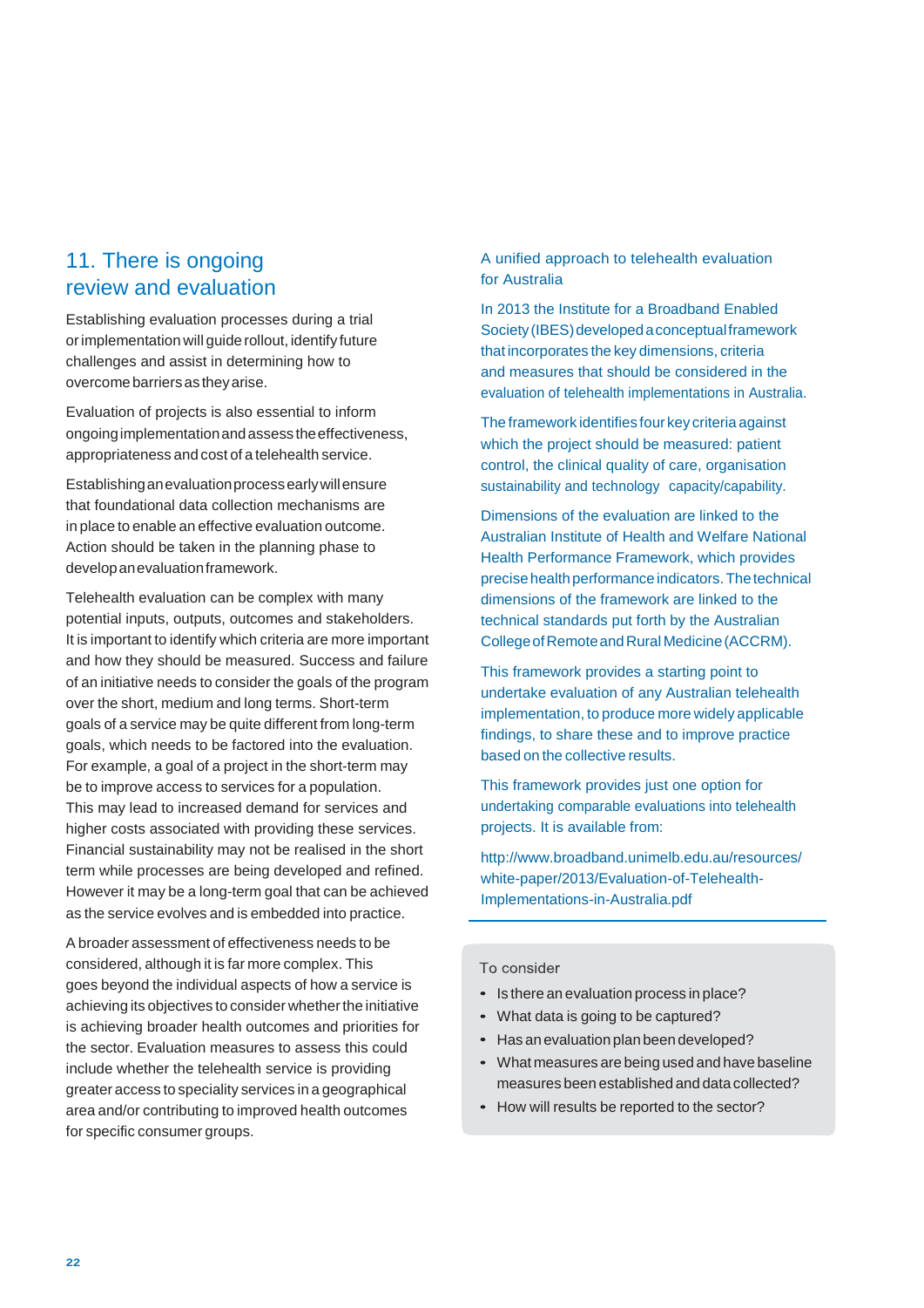## 11. There is ongoing review and evaluation

Establishing evaluation processes during a trial or implementation will guide rollout, identify future challenges and assist in determining how to overcome barriers as they arise.

Evaluation of projects is also essential to inform ongoing implementation and assess the effectiveness, appropriateness and cost of a telehealth service.

Establishing an evaluation process early will ensure that foundational data collection mechanisms are in place to enable an effective evaluation outcome. Action should be taken in the planning phase to develop an evaluation framework.

Telehealth evaluation can be complex with many potential inputs, outputs, outcomes and stakeholders. It is important to identify which criteria are more important and how they should be measured. Success and failure of an initiative needs to consider the goals of the program over the short, medium and long terms. Short-term goals of a service may be quite different from long-term goals, which needs to be factored into the evaluation. For example, a goal of a project in the short-term may be to improve access to services for a population. This may lead to increased demand for services and higher costs associated with providing these services. Financial sustainability may not be realised in the short term while processes are being developed and refined. However it may be a long-term goal that can be achieved as the service evolves and is embedded into practice.

A broader assessment of effectiveness needs to be considered, although it is far more complex. This goes beyond the individual aspects of how a service is achieving its objectives to consider whether the initiative is achieving broader health outcomes and priorities for the sector. Evaluation measures to assess this could include whether the telehealth service is providing greater access to speciality services in a geographical area and/or contributing to improved health outcomes for specific consumer groups.

### A unified approach to telehealth evaluation for Australia

In 2013 the Institute for a Broadband Enabled Society (IBES) developed a conceptual framework that incorporates the key dimensions, criteria and measures that should be considered in the evaluation of telehealth implementations in Australia.

The framework identifies four key criteria against which the project should be measured: patient control, the clinical quality of care, organisation sustainability and technology capacity/capability.

Dimensions of the evaluation are linked to the Australian Institute of Health and Welfare National Health Performance Framework, which provides precise health performance indicators. The technical dimensions of the framework are linked to the technical standards put forth by the Australian College of Remote and Rural Medicine (ACCRM).

This framework provides a starting point to undertake evaluation of any Australian telehealth implementation, to produce more widely applicable findings, to share these and to improve practice based on the collective results.

This framework provides just one option for undertaking comparable evaluations into telehealth projects. It is available from:

http://www.broadband.unimelb.edu.au/resources/white-paper/2013/Evaluation-of-Telehealth-Implementations-in-Australia.pdf

### To consider

- Is there an evaluation process in place?
- What data is going to be captured?
- Has an evaluation plan been developed?
- What measures are being used and have baseline measures been established and data collected?
- How will results be reported to the sector?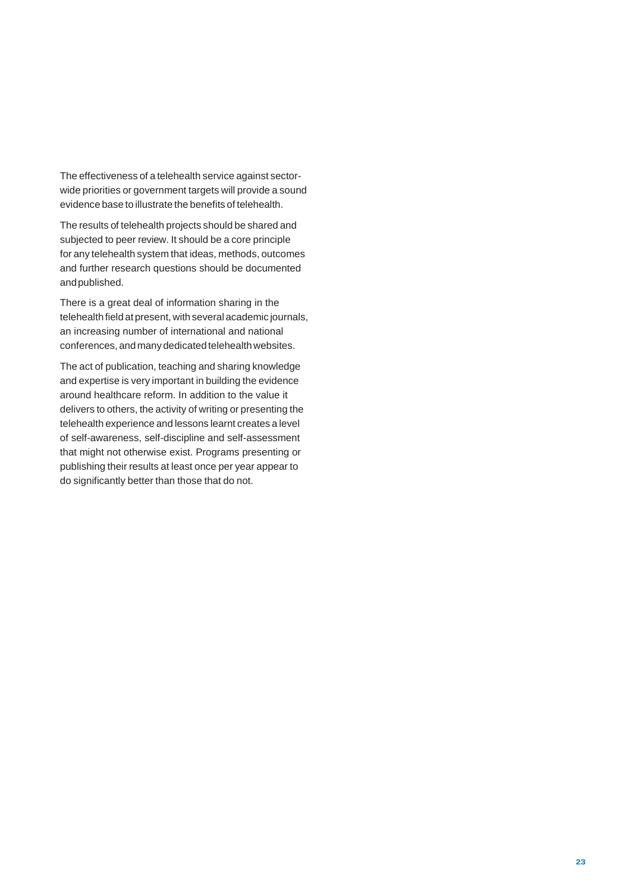The effectiveness of a telehealth service against sector-wide priorities or government targets will provide a sound evidence base to illustrate the benefits of telehealth.

The results of telehealth projects should be shared and subjected to peer review. It should be a core principle for any telehealth system that ideas, methods, outcomes and further research questions should be documented and published.

There is a great deal of information sharing in the telehealth field at present, with several academic journals, an increasing number of international and national conferences, and many dedicated telehealth websites.

The act of publication, teaching and sharing knowledge and expertise is very important in building the evidence around healthcare reform. In addition to the value it delivers to others, the activity of writing or presenting the telehealth experience and lessons learnt creates a level of self-awareness, self-discipline and self-assessment that might not otherwise exist. Programs presenting or publishing their results at least once per year appear to do significantly better than those that do not.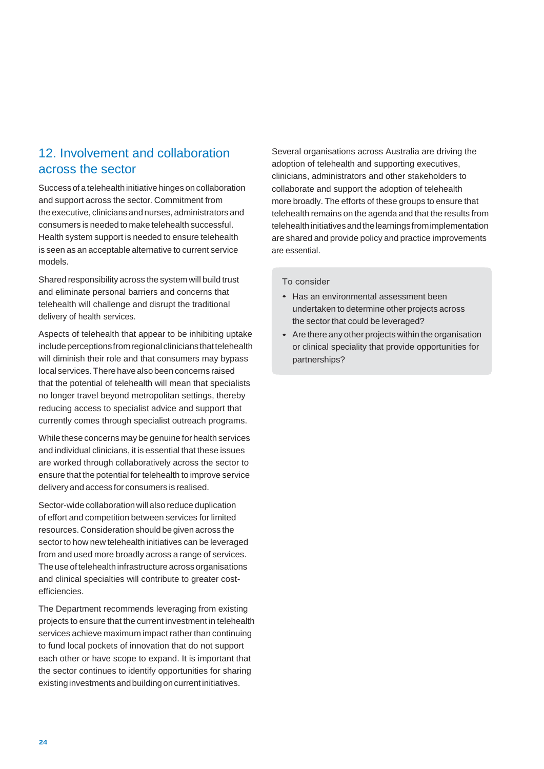## 12. Involvement and collaboration across the sector

Success of a telehealth initiative hinges on collaboration and support across the sector. Commitment from the executive, clinicians and nurses, administrators and consumers is needed to make telehealth successful. Health system support is needed to ensure telehealth is seen as an acceptable alternative to current service models.

Shared responsibility across the system will build trust and eliminate personal barriers and concerns that telehealth will challenge and disrupt the traditional delivery of health services.

Aspects of telehealth that appear to be inhibiting uptake include perceptions from regional clinicians that telehealth will diminish their role and that consumers may bypass local services. There have also been concerns raised that the potential of telehealth will mean that specialists no longer travel beyond metropolitan settings, thereby reducing access to specialist advice and support that currently comes through specialist outreach programs.

While these concerns may be genuine for health services and individual clinicians, it is essential that these issues are worked through collaboratively across the sector to ensure that the potential for telehealth to improve service delivery and access for consumers is realised.

Sector-wide collaboration will also reduce duplication of effort and competition between services for limited resources. Consideration should be given across the sector to how new telehealth initiatives can be leveraged from and used more broadly across a range of services. The use of telehealth infrastructure across organisations and clinical specialties will contribute to greater cost-efficiencies.

The Department recommends leveraging from existing projects to ensure that the current investment in telehealth services achieve maximum impact rather than continuing to fund local pockets of innovation that do not support each other or have scope to expand. It is important that the sector continues to identify opportunities for sharing existing investments and building on current initiatives.

Several organisations across Australia are driving the adoption of telehealth and supporting executives, clinicians, administrators and other stakeholders to collaborate and support the adoption of telehealth more broadly. The efforts of these groups to ensure that telehealth remains on the agenda and that the results from telehealth initiatives and the learnings from implementation are shared and provide policy and practice improvements are essential.

To consider

- Has an environmental assessment been undertaken to determine other projects across the sector that could be leveraged?
- Are there any other projects within the organisation or clinical speciality that provide opportunities for partnerships?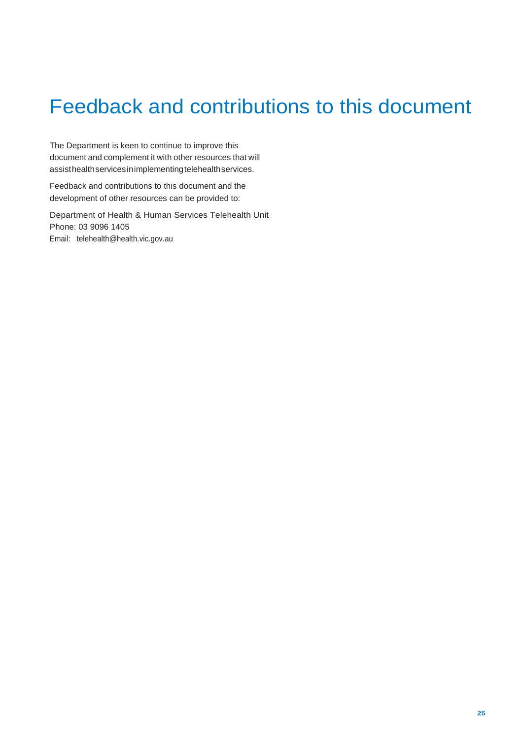# Feedback and contributions to this document

The Department is keen to continue to improve this document and complement it with other resources that will assist health services in implementing telehealth services.

Feedback and contributions to this document and the development of other resources can be provided to:

Department of Health & Human Services Telehealth Unit
Phone: 03 9096 1405
Email: telehealth@health.vic.gov.au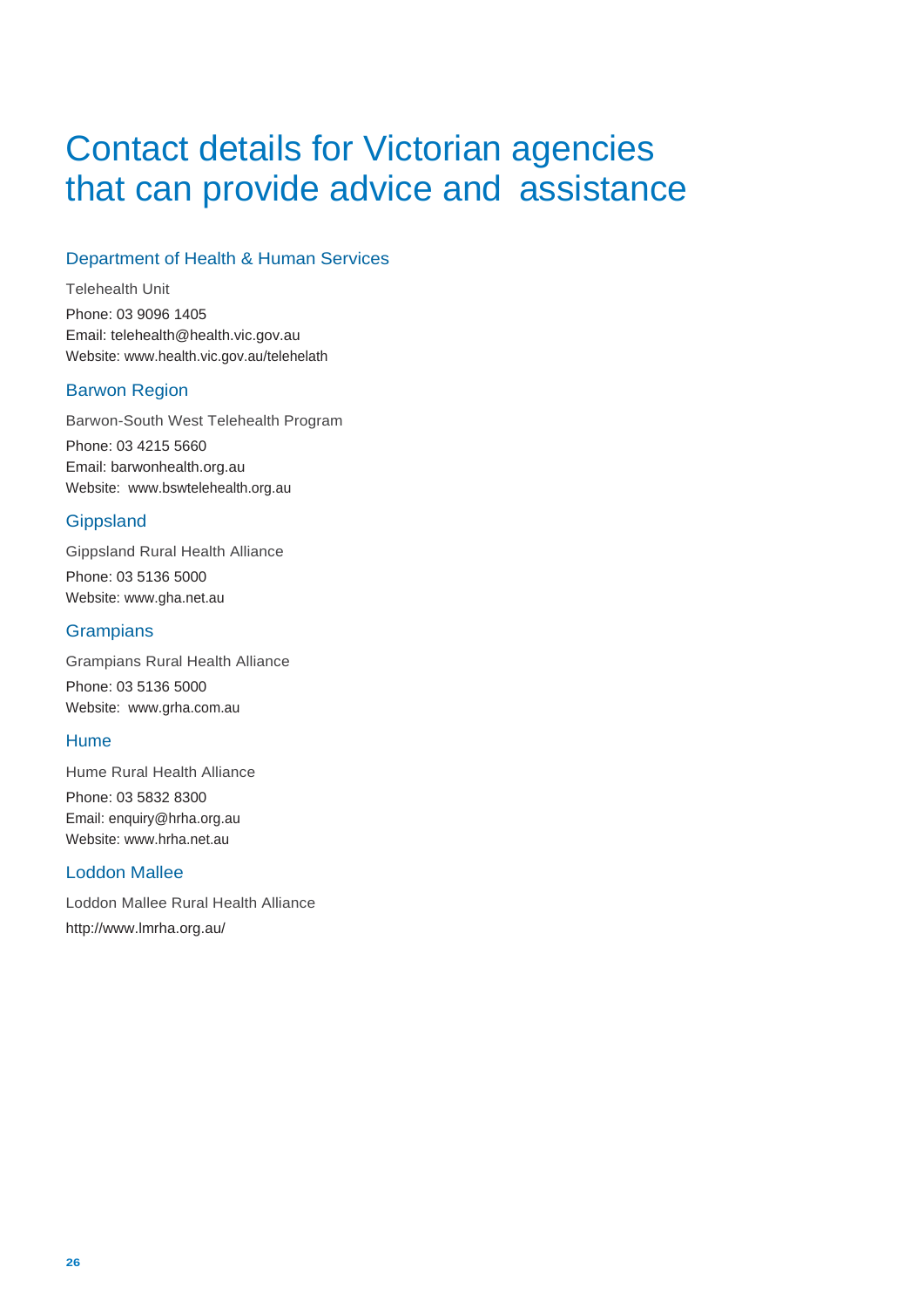# Contact details for Victorian agencies that can provide advice and assistance

## Department of Health & Human Services

Telehealth Unit

Phone: 03 9096 1405
Email: telehealth@health.vic.gov.au
Website: www.health.vic.gov.au/telehelath

## Barwon Region

Barwon-South West Telehealth Program

Phone: 03 4215 5660
Email: barwonhealth.org.au
Website: www.bswtelehealth.org.au

## Gippsland

Gippsland Rural Health Alliance

Phone: 03 5136 5000
Website: www.gha.net.au

## Grampians

Grampians Rural Health Alliance

Phone: 03 5136 5000
Website: www.grha.com.au

## Hume

Hume Rural Health Alliance

Phone: 03 5832 8300
Email: enquiry@hrha.org.au
Website: www.hrha.net.au

## Loddon Mallee

Loddon Mallee Rural Health Alliance

http://www.lmrha.org.au/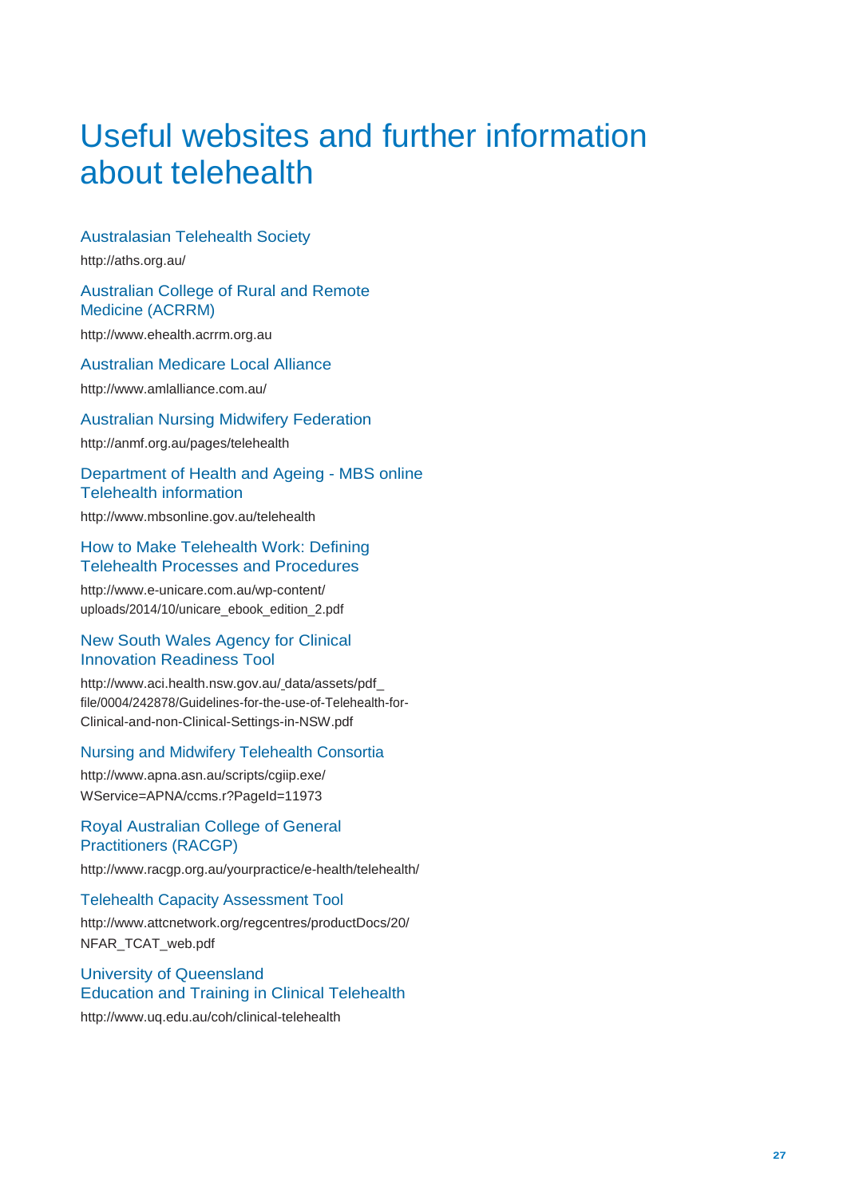# Useful websites and further information about telehealth

### Australasian Telehealth Society

http://aths.org.au/

### Australian College of Rural and Remote Medicine (ACRRM)

http://www.ehealth.acrrm.org.au

### Australian Medicare Local Alliance

http://www.amlalliance.com.au/

### Australian Nursing Midwifery Federation

http://anmf.org.au/pages/telehealth

### Department of Health and Ageing - MBS online Telehealth information

http://www.mbsonline.gov.au/telehealth

### How to Make Telehealth Work: Defining Telehealth Processes and Procedures

http://www.e-unicare.com.au/wp-content/uploads/2014/10/unicare_ebook_edition_2.pdf

### New South Wales Agency for Clinical Innovation Readiness Tool

http://www.aci.health.nsw.gov.au/_data/assets/pdf_file/0004/242878/Guidelines-for-the-use-of-Telehealth-for-Clinical-and-non-Clinical-Settings-in-NSW.pdf

### Nursing and Midwifery Telehealth Consortia

http://www.apna.asn.au/scripts/cgiip.exe/WService=APNA/ccms.r?PageId=11973

### Royal Australian College of General Practitioners (RACGP)

http://www.racgp.org.au/yourpractice/e-health/telehealth/

### Telehealth Capacity Assessment Tool

http://www.attcnetwork.org/regcentres/productDocs/20/NFAR_TCAT_web.pdf

### University of Queensland Education and Training in Clinical Telehealth

http://www.uq.edu.au/coh/clinical-telehealth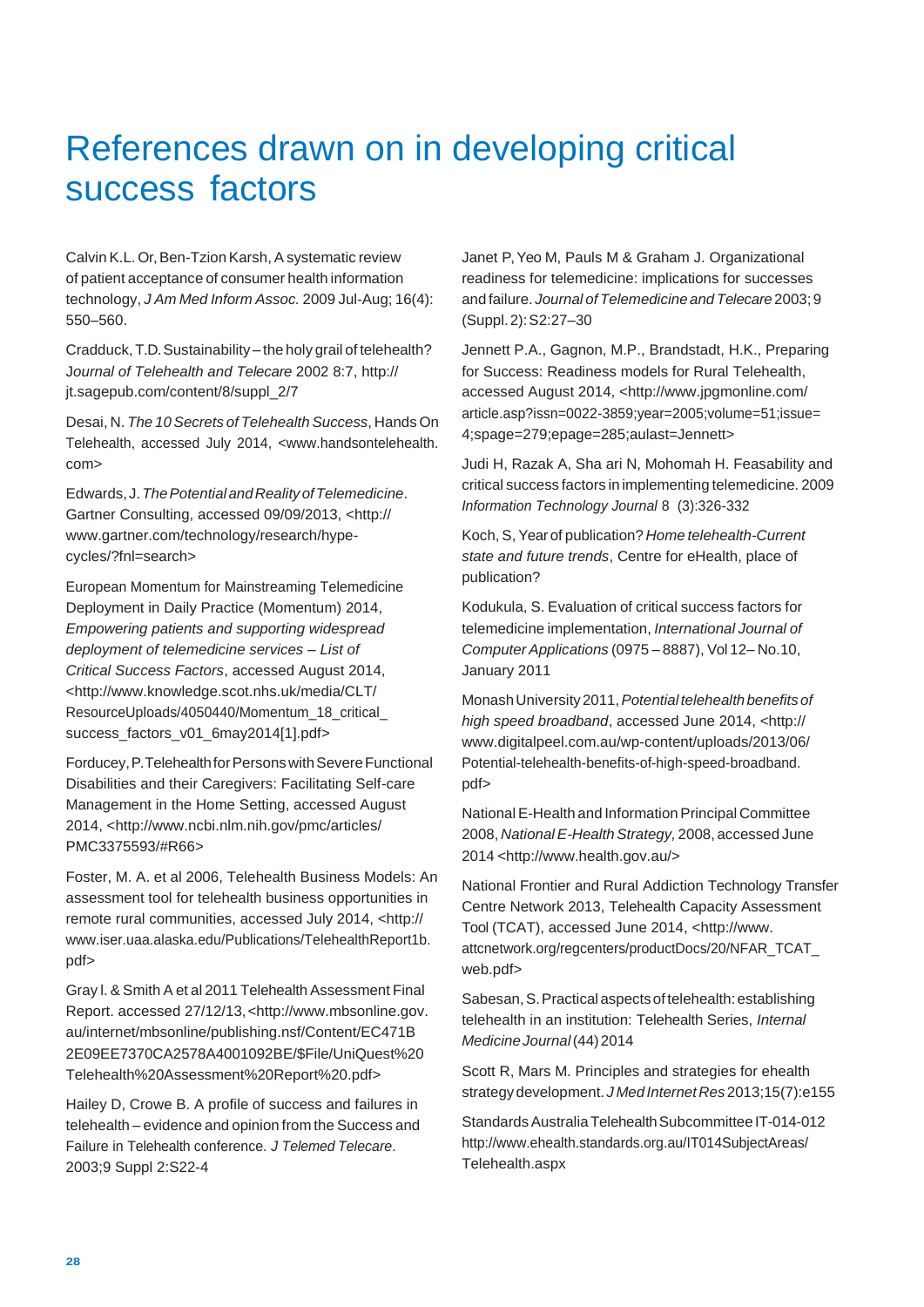# References drawn on in developing critical success factors

Calvin K.L. Or, Ben-Tzion Karsh, A systematic review of patient acceptance of consumer health information technology, *J Am Med Inform Assoc.* 2009 Jul-Aug; 16(4): 550–560.

Cradduck, T.D. Sustainability – the holy grail of telehealth? *Journal of Telehealth and Telecare* 2002 8:7, http://jt.sagepub.com/content/8/suppl_2/7

Desai, N. *The 10 Secrets of Telehealth Success*, Hands On Telehealth, accessed July 2014, <www.handsontelehealth.com>

Edwards, J. *The Potential and Reality of Telemedicine*. Gartner Consulting, accessed 09/09/2013, <http://www.gartner.com/technology/research/hype-cycles/?fnl=search>

European Momentum for Mainstreaming Telemedicine Deployment in Daily Practice (Momentum) 2014, *Empowering patients and supporting widespread deployment of telemedicine services – List of Critical Success Factors*, accessed August 2014, <http://www.knowledge.scot.nhs.uk/media/CLT/ResourceUploads/4050440/Momentum_18_critical_success_factors_v01_6may2014[1].pdf>

Forducey, P. Telehealth for Persons with Severe Functional Disabilities and their Caregivers: Facilitating Self-care Management in the Home Setting, accessed August 2014, <http://www.ncbi.nlm.nih.gov/pmc/articles/PMC3375593/#R66>

Foster, M. A. et al 2006, Telehealth Business Models: An assessment tool for telehealth business opportunities in remote rural communities, accessed July 2014, <http://www.iser.uaa.alaska.edu/Publications/TelehealthReport1b.pdf>

Gray l. & Smith A et al 2011 Telehealth Assessment Final Report. accessed 27/12/13, <http://www.mbsonline.gov.au/internet/mbsonline/publishing.nsf/Content/EC471B2E09EE7370CA2578A4001092BE/$File/UniQuest%20Telehealth%20Assessment%20Report%20.pdf>

Hailey D, Crowe B. A profile of success and failures in telehealth – evidence and opinion from the Success and Failure in Telehealth conference. *J Telemed Telecare*. 2003;9 Suppl 2:S22-4

Janet P, Yeo M, Pauls M & Graham J. Organizational readiness for telemedicine: implications for successes and failure. *Journal of Telemedicine and Telecare* 2003; 9 (Suppl. 2): S2:27–30

Jennett P.A., Gagnon, M.P., Brandstadt, H.K., Preparing for Success: Readiness models for Rural Telehealth, accessed August 2014, <http://www.jpgmonline.com/article.asp?issn=0022-3859;year=2005;volume=51;issue=4;spage=279;epage=285;aulast=Jennett>

Judi H, Razak A, Sha ari N, Mohomah H. Feasability and critical success factors in implementing telemedicine. 2009 *Information Technology Journal* 8 (3):326-332

Koch, S, Year of publication? *Home telehealth-Current state and future trends*, Centre for eHealth, place of publication?

Kodukula, S. Evaluation of critical success factors for telemedicine implementation, *International Journal of Computer Applications* (0975 – 8887), Vol 12 – No.10, January 2011

Monash University 2011, *Potential telehealth benefits of high speed broadband*, accessed June 2014, <http://www.digitalpeel.com.au/wp-content/uploads/2013/06/Potential-telehealth-benefits-of-high-speed-broadband.pdf>

National E-Health and Information Principal Committee 2008, *National E-Health Strategy,* 2008, accessed June 2014 <http://www.health.gov.au/>

National Frontier and Rural Addiction Technology Transfer Centre Network 2013, Telehealth Capacity Assessment Tool (TCAT), accessed June 2014, <http://www.attcnetwork.org/regcenters/productDocs/20/NFAR_TCAT_web.pdf>

Sabesan, S. Practical aspects of telehealth: establishing telehealth in an institution: Telehealth Series, *Internal Medicine Journal* (44) 2014

Scott R, Mars M. Principles and strategies for ehealth strategy development. *J Med Internet Res* 2013;15(7):e155

Standards Australia Telehealth Subcommittee IT-014-012 http://www.ehealth.standards.org.au/IT014SubjectAreas/Telehealth.aspx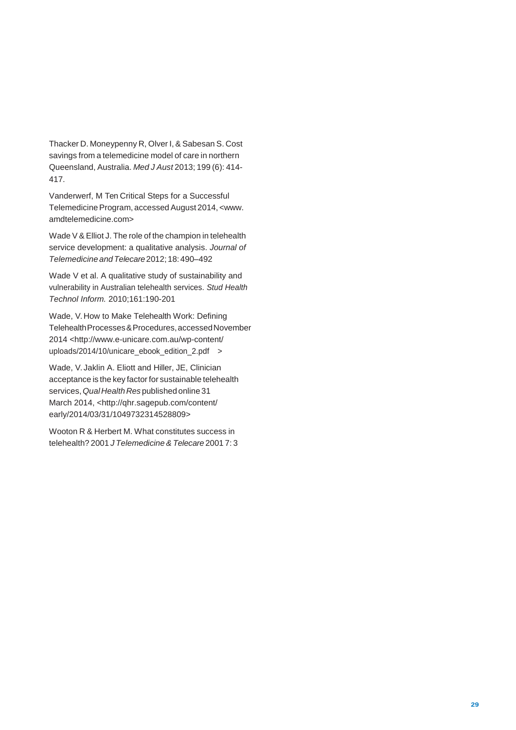Thacker D. Moneypenny R, Olver I, & Sabesan S. Cost savings from a telemedicine model of care in northern Queensland, Australia. *Med J Aust* 2013; 199 (6): 414-417.

Vanderwerf, M Ten Critical Steps for a Successful Telemedicine Program, accessed August 2014, <www.amdtelemedicine.com>

Wade V & Elliot J. The role of the champion in telehealth service development: a qualitative analysis. *Journal of Telemedicine and Telecare* 2012; 18: 490–492

Wade V et al. A qualitative study of sustainability and vulnerability in Australian telehealth services. *Stud Health Technol Inform.* 2010;161:190-201

Wade, V. How to Make Telehealth Work: Defining Telehealth Processes & Procedures, accessed November 2014 <http://www.e-unicare.com.au/wp-content/uploads/2014/10/unicare_ebook_edition_2.pdf >

Wade, V. Jaklin A. Eliott and Hiller, JE, Clinician acceptance is the key factor for sustainable telehealth services, *Qual Health Res* published online 31 March 2014, <http://qhr.sagepub.com/content/early/2014/03/31/1049732314528809>

Wooton R & Herbert M. What constitutes success in telehealth? 2001 *J Telemedicine & Telecare* 2001 7: 3